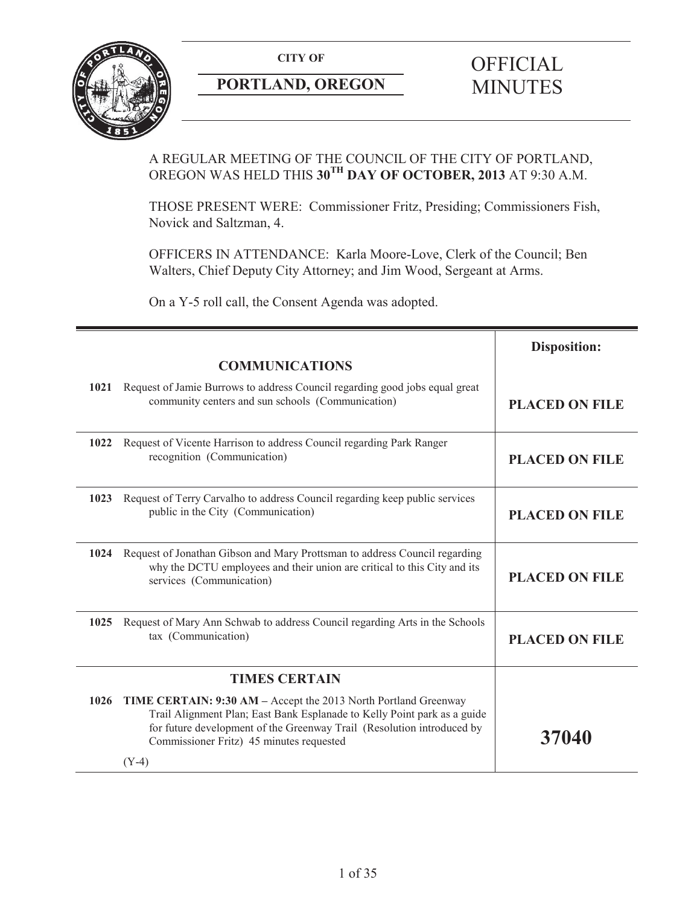**CITY OF**

**PORTLAND, OREGON**

# OFFICIAL MINUTES

A REGULAR MEETING OF THE COUNCIL OF THE CITY OF PORTLAND, OREGON WAS HELD THIS **30TH DAY OF OCTOBER, 2013** AT 9:30 A.M.

THOSE PRESENT WERE: Commissioner Fritz, Presiding; Commissioners Fish, Novick and Saltzman, 4.

OFFICERS IN ATTENDANCE: Karla Moore-Love, Clerk of the Council; Ben Walters, Chief Deputy City Attorney; and Jim Wood, Sergeant at Arms.

On a Y-5 roll call, the Consent Agenda was adopted.

| | | **Disposition:** |
|---|---|---|
| | **COMMUNICATIONS** | |
| **1021** | Request of Jamie Burrows to address Council regarding good jobs equal great community centers and sun schools (Communication) | **PLACED ON FILE** |
| **1022** | Request of Vicente Harrison to address Council regarding Park Ranger recognition (Communication) | **PLACED ON FILE** |
| **1023** | Request of Terry Carvalho to address Council regarding keep public services public in the City (Communication) | **PLACED ON FILE** |
| **1024** | Request of Jonathan Gibson and Mary Prottsman to address Council regarding why the DCTU employees and their union are critical to this City and its services (Communication) | **PLACED ON FILE** |
| **1025** | Request of Mary Ann Schwab to address Council regarding Arts in the Schools tax (Communication) | **PLACED ON FILE** |
| | **TIMES CERTAIN** | |
| **1026** | **TIME CERTAIN: 9:30 AM –** Accept the 2013 North Portland Greenway Trail Alignment Plan; East Bank Esplanade to Kelly Point park as a guide for future development of the Greenway Trail (Resolution introduced by Commissioner Fritz) 45 minutes requested<br><br>(Y-4) | **37040** |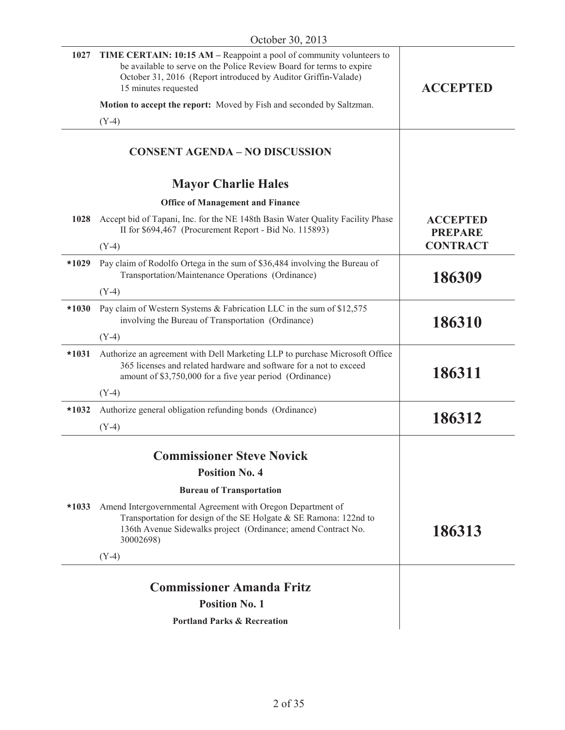October 30, 2013

| | | |
|---|---|---|
| 1027 | **TIME CERTAIN: 10:15 AM –** Reappoint a pool of community volunteers to be available to serve on the Police Review Board for terms to expire October 31, 2016 (Report introduced by Auditor Griffin-Valade) 15 minutes requested<br><br>**Motion to accept the report:** Moved by Fish and seconded by Saltzman.<br><br>(Y-4) | **ACCEPTED** |

## CONSENT AGENDA – NO DISCUSSION

## Mayor Charlie Hales

### Office of Management and Finance

| | | |
|---|---|---|
| 1028 | Accept bid of Tapani, Inc. for the NE 148th Basin Water Quality Facility Phase II for $694,467 (Procurement Report - Bid No. 115893)<br><br>(Y-4) | **ACCEPTED PREPARE CONTRACT** |
| *1029 | Pay claim of Rodolfo Ortega in the sum of $36,484 involving the Bureau of Transportation/Maintenance Operations (Ordinance)<br><br>(Y-4) | **186309** |
| *1030 | Pay claim of Western Systems & Fabrication LLC in the sum of $12,575 involving the Bureau of Transportation (Ordinance)<br><br>(Y-4) | **186310** |
| *1031 | Authorize an agreement with Dell Marketing LLP to purchase Microsoft Office 365 licenses and related hardware and software for a not to exceed amount of $3,750,000 for a five year period (Ordinance)<br><br>(Y-4) | **186311** |
| *1032 | Authorize general obligation refunding bonds (Ordinance)<br><br>(Y-4) | **186312** |

## Commissioner Steve Novick

### Position No. 4

### Bureau of Transportation

| | | |
|---|---|---|
| *1033 | Amend Intergovernmental Agreement with Oregon Department of Transportation for design of the SE Holgate & SE Ramona: 122nd to 136th Avenue Sidewalks project (Ordinance; amend Contract No. 30002698)<br><br>(Y-4) | **186313** |

## Commissioner Amanda Fritz

### Position No. 1

### Portland Parks & Recreation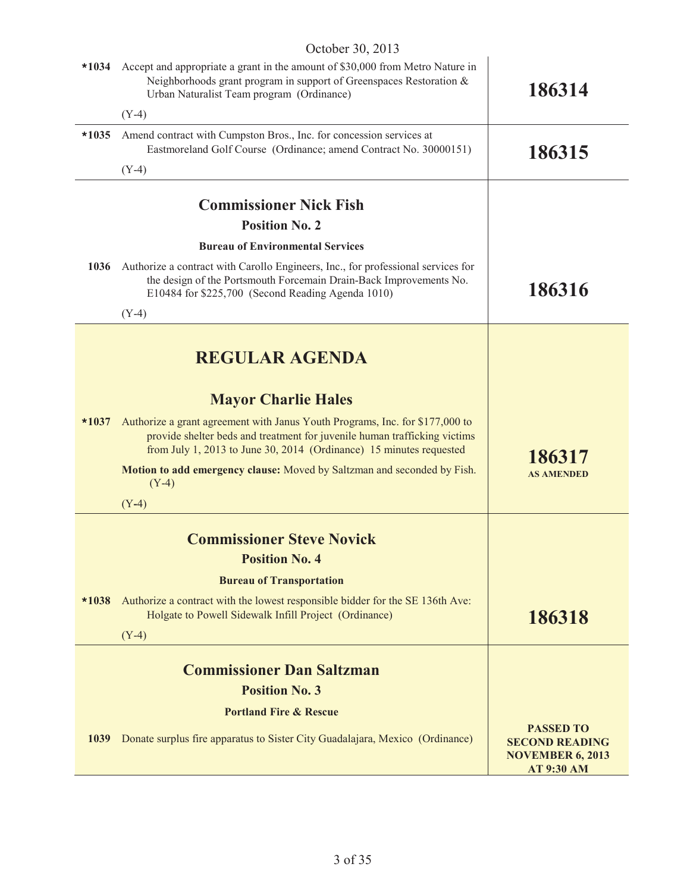October 30, 2013

| Item | Description | Result |
|---|---|---|
| *1034 | Accept and appropriate a grant in the amount of $30,000 from Metro Nature in Neighborhoods grant program in support of Greenspaces Restoration & Urban Naturalist Team program (Ordinance)<br>(Y-4) | **186314** |
| *1035 | Amend contract with Cumpston Bros., Inc. for concession services at Eastmoreland Golf Course (Ordinance; amend Contract No. 30000151)<br>(Y-4) | **186315** |

## Commissioner Nick Fish

### Position No. 2

**Bureau of Environmental Services**

| Item | Description | Result |
|---|---|---|
| 1036 | Authorize a contract with Carollo Engineers, Inc., for professional services for the design of the Portsmouth Forcemain Drain-Back Improvements No. E10484 for $225,700 (Second Reading Agenda 1010)<br>(Y-4) | **186316** |

# REGULAR AGENDA

## Mayor Charlie Hales

| Item | Description | Result |
|---|---|---|
| *1037 | Authorize a grant agreement with Janus Youth Programs, Inc. for $177,000 to provide shelter beds and treatment for juvenile human trafficking victims from July 1, 2013 to June 30, 2014 (Ordinance) 15 minutes requested<br>**Motion to add emergency clause:** Moved by Saltzman and seconded by Fish. (Y-4)<br>(Y-4) | **186317 AS AMENDED** |

## Commissioner Steve Novick

### Position No. 4

**Bureau of Transportation**

| Item | Description | Result |
|---|---|---|
| *1038 | Authorize a contract with the lowest responsible bidder for the SE 136th Ave: Holgate to Powell Sidewalk Infill Project (Ordinance)<br>(Y-4) | **186318** |

## Commissioner Dan Saltzman

### Position No. 3

**Portland Fire & Rescue**

| Item | Description | Result |
|---|---|---|
| 1039 | Donate surplus fire apparatus to Sister City Guadalajara, Mexico (Ordinance) | **PASSED TO SECOND READING NOVEMBER 6, 2013 AT 9:30 AM** |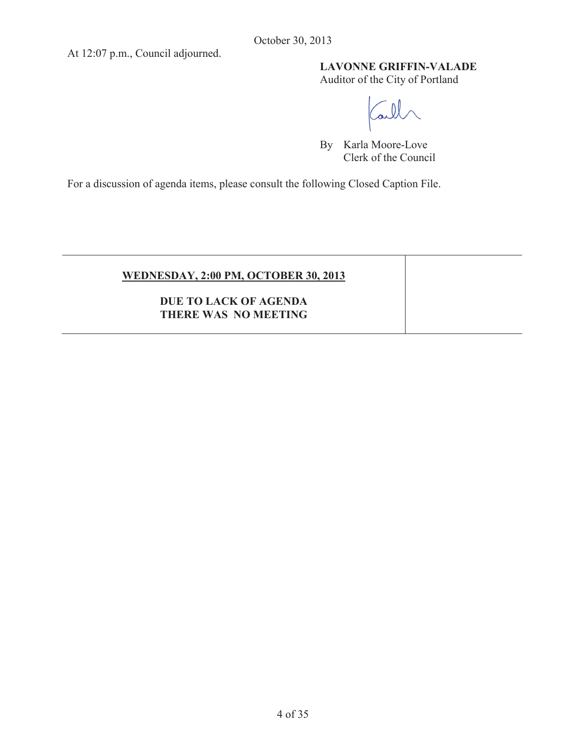At 12:07 p.m., Council adjourned.

**LAVONNE GRIFFIN-VALADE**
Auditor of the City of Portland

By Karla Moore-Love
Clerk of the Council

For a discussion of agenda items, please consult the following Closed Caption File.

| **WEDNESDAY, 2:00 PM, OCTOBER 30, 2013**<br><br>**DUE TO LACK OF AGENDA THERE WAS NO MEETING** | |
| --- | --- |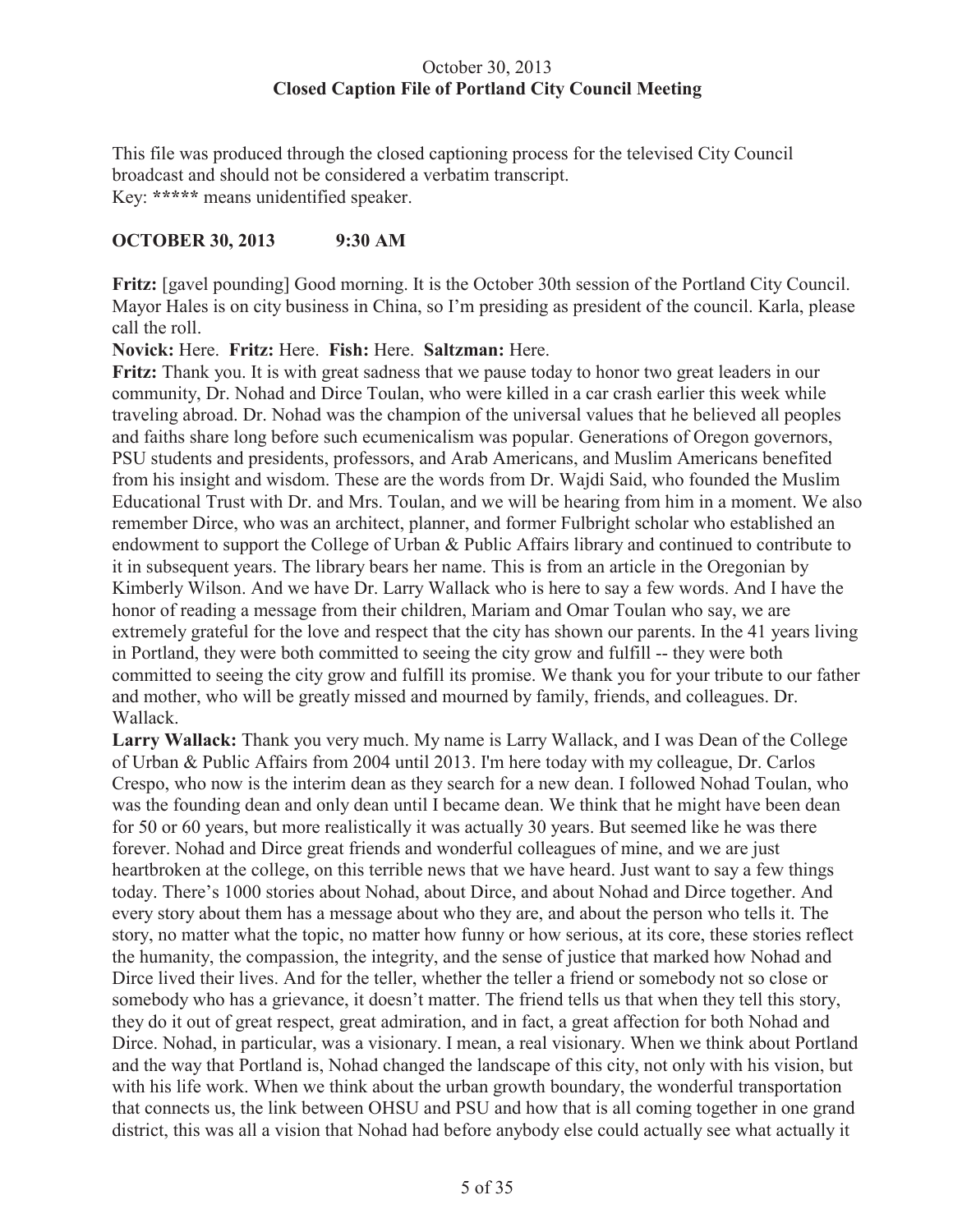October 30, 2013
**Closed Caption File of Portland City Council Meeting**

This file was produced through the closed captioning process for the televised City Council broadcast and should not be considered a verbatim transcript.
Key: ***** means unidentified speaker.

**OCTOBER 30, 2013 9:30 AM**

**Fritz:** [gavel pounding] Good morning. It is the October 30th session of the Portland City Council. Mayor Hales is on city business in China, so I'm presiding as president of the council. Karla, please call the roll.

**Novick:** Here. **Fritz:** Here. **Fish:** Here. **Saltzman:** Here.

**Fritz:** Thank you. It is with great sadness that we pause today to honor two great leaders in our community, Dr. Nohad and Dirce Toulan, who were killed in a car crash earlier this week while traveling abroad. Dr. Nohad was the champion of the universal values that he believed all peoples and faiths share long before such ecumenicalism was popular. Generations of Oregon governors, PSU students and presidents, professors, and Arab Americans, and Muslim Americans benefited from his insight and wisdom. These are the words from Dr. Wajdi Said, who founded the Muslim Educational Trust with Dr. and Mrs. Toulan, and we will be hearing from him in a moment. We also remember Dirce, who was an architect, planner, and former Fulbright scholar who established an endowment to support the College of Urban & Public Affairs library and continued to contribute to it in subsequent years. The library bears her name. This is from an article in the Oregonian by Kimberly Wilson. And we have Dr. Larry Wallack who is here to say a few words. And I have the honor of reading a message from their children, Mariam and Omar Toulan who say, we are extremely grateful for the love and respect that the city has shown our parents. In the 41 years living in Portland, they were both committed to seeing the city grow and fulfill -- they were both committed to seeing the city grow and fulfill its promise. We thank you for your tribute to our father and mother, who will be greatly missed and mourned by family, friends, and colleagues. Dr. Wallack.

**Larry Wallack:** Thank you very much. My name is Larry Wallack, and I was Dean of the College of Urban & Public Affairs from 2004 until 2013. I'm here today with my colleague, Dr. Carlos Crespo, who now is the interim dean as they search for a new dean. I followed Nohad Toulan, who was the founding dean and only dean until I became dean. We think that he might have been dean for 50 or 60 years, but more realistically it was actually 30 years. But seemed like he was there forever. Nohad and Dirce great friends and wonderful colleagues of mine, and we are just heartbroken at the college, on this terrible news that we have heard. Just want to say a few things today. There's 1000 stories about Nohad, about Dirce, and about Nohad and Dirce together. And every story about them has a message about who they are, and about the person who tells it. The story, no matter what the topic, no matter how funny or how serious, at its core, these stories reflect the humanity, the compassion, the integrity, and the sense of justice that marked how Nohad and Dirce lived their lives. And for the teller, whether the teller a friend or somebody not so close or somebody who has a grievance, it doesn't matter. The friend tells us that when they tell this story, they do it out of great respect, great admiration, and in fact, a great affection for both Nohad and Dirce. Nohad, in particular, was a visionary. I mean, a real visionary. When we think about Portland and the way that Portland is, Nohad changed the landscape of this city, not only with his vision, but with his life work. When we think about the urban growth boundary, the wonderful transportation that connects us, the link between OHSU and PSU and how that is all coming together in one grand district, this was all a vision that Nohad had before anybody else could actually see what actually it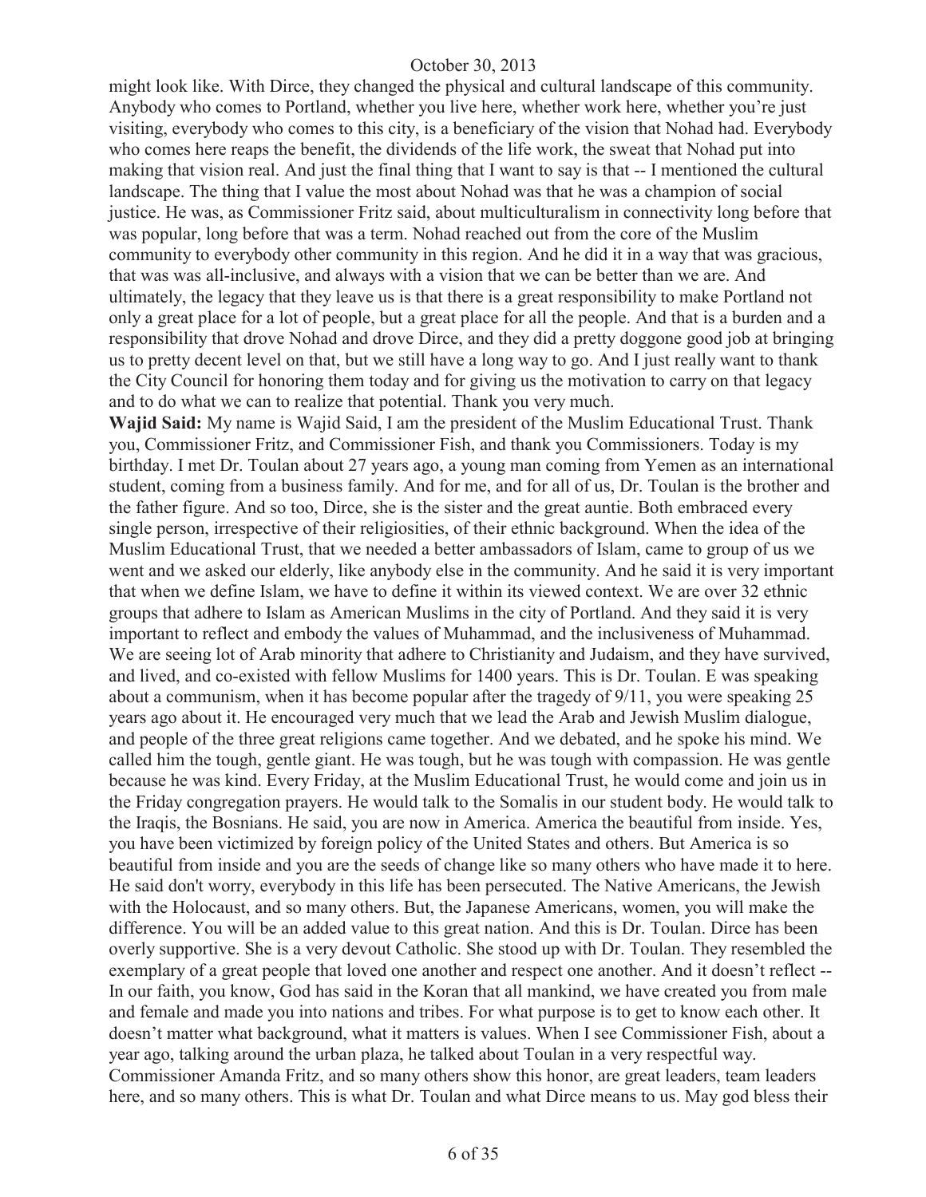might look like. With Dirce, they changed the physical and cultural landscape of this community. Anybody who comes to Portland, whether you live here, whether work here, whether you're just visiting, everybody who comes to this city, is a beneficiary of the vision that Nohad had. Everybody who comes here reaps the benefit, the dividends of the life work, the sweat that Nohad put into making that vision real. And just the final thing that I want to say is that -- I mentioned the cultural landscape. The thing that I value the most about Nohad was that he was a champion of social justice. He was, as Commissioner Fritz said, about multiculturalism in connectivity long before that was popular, long before that was a term. Nohad reached out from the core of the Muslim community to everybody other community in this region. And he did it in a way that was gracious, that was was all-inclusive, and always with a vision that we can be better than we are. And ultimately, the legacy that they leave us is that there is a great responsibility to make Portland not only a great place for a lot of people, but a great place for all the people. And that is a burden and a responsibility that drove Nohad and drove Dirce, and they did a pretty doggone good job at bringing us to pretty decent level on that, but we still have a long way to go. And I just really want to thank the City Council for honoring them today and for giving us the motivation to carry on that legacy and to do what we can to realize that potential. Thank you very much.

**Wajid Said:** My name is Wajid Said, I am the president of the Muslim Educational Trust. Thank you, Commissioner Fritz, and Commissioner Fish, and thank you Commissioners. Today is my birthday. I met Dr. Toulan about 27 years ago, a young man coming from Yemen as an international student, coming from a business family. And for me, and for all of us, Dr. Toulan is the brother and the father figure. And so too, Dirce, she is the sister and the great auntie. Both embraced every single person, irrespective of their religiosities, of their ethnic background. When the idea of the Muslim Educational Trust, that we needed a better ambassadors of Islam, came to group of us we went and we asked our elderly, like anybody else in the community. And he said it is very important that when we define Islam, we have to define it within its viewed context. We are over 32 ethnic groups that adhere to Islam as American Muslims in the city of Portland. And they said it is very important to reflect and embody the values of Muhammad, and the inclusiveness of Muhammad. We are seeing lot of Arab minority that adhere to Christianity and Judaism, and they have survived, and lived, and co-existed with fellow Muslims for 1400 years. This is Dr. Toulan. E was speaking about a communism, when it has become popular after the tragedy of 9/11, you were speaking 25 years ago about it. He encouraged very much that we lead the Arab and Jewish Muslim dialogue, and people of the three great religions came together. And we debated, and he spoke his mind. We called him the tough, gentle giant. He was tough, but he was tough with compassion. He was gentle because he was kind. Every Friday, at the Muslim Educational Trust, he would come and join us in the Friday congregation prayers. He would talk to the Somalis in our student body. He would talk to the Iraqis, the Bosnians. He said, you are now in America. America the beautiful from inside. Yes, you have been victimized by foreign policy of the United States and others. But America is so beautiful from inside and you are the seeds of change like so many others who have made it to here. He said don't worry, everybody in this life has been persecuted. The Native Americans, the Jewish with the Holocaust, and so many others. But, the Japanese Americans, women, you will make the difference. You will be an added value to this great nation. And this is Dr. Toulan. Dirce has been overly supportive. She is a very devout Catholic. She stood up with Dr. Toulan. They resembled the exemplary of a great people that loved one another and respect one another. And it doesn't reflect -- In our faith, you know, God has said in the Koran that all mankind, we have created you from male and female and made you into nations and tribes. For what purpose is to get to know each other. It doesn't matter what background, what it matters is values. When I see Commissioner Fish, about a year ago, talking around the urban plaza, he talked about Toulan in a very respectful way. Commissioner Amanda Fritz, and so many others show this honor, are great leaders, team leaders here, and so many others. This is what Dr. Toulan and what Dirce means to us. May god bless their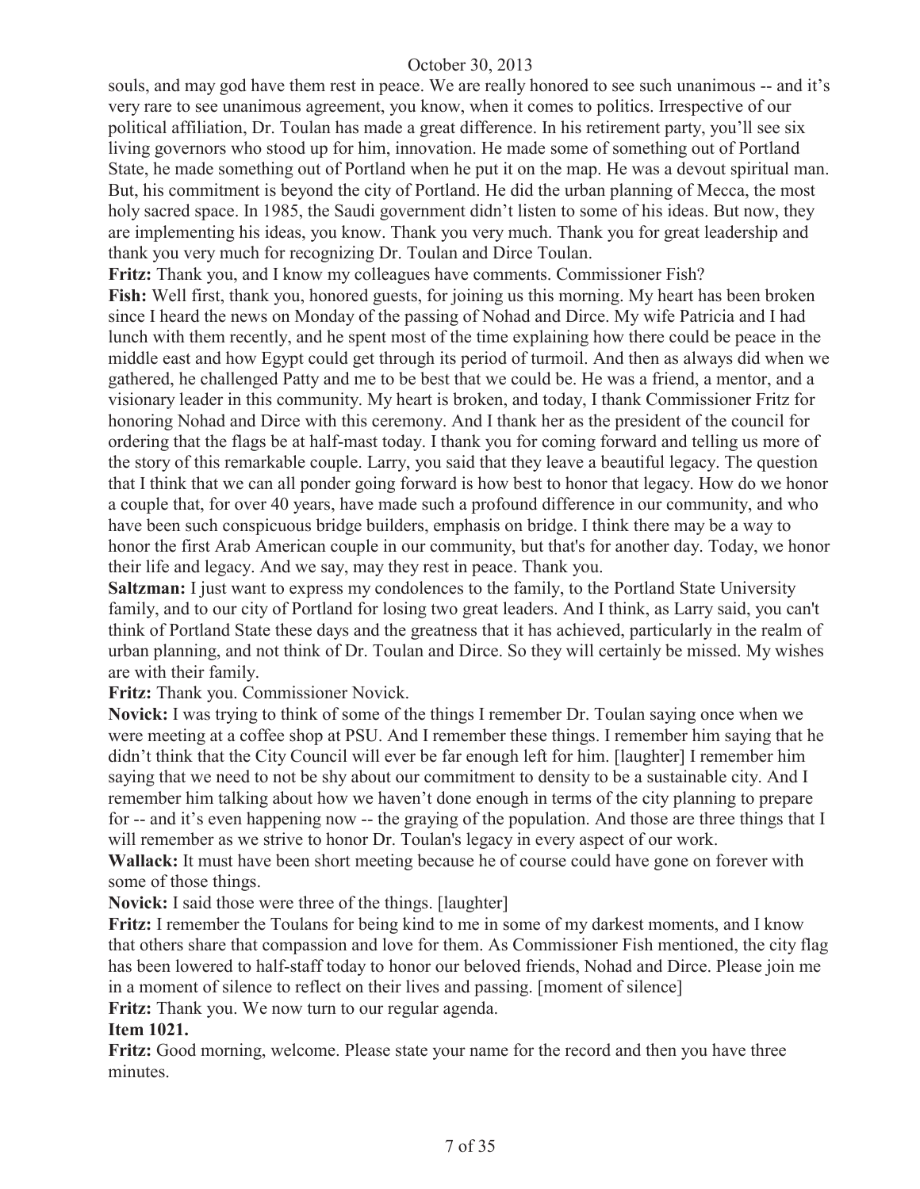souls, and may god have them rest in peace. We are really honored to see such unanimous -- and it's very rare to see unanimous agreement, you know, when it comes to politics. Irrespective of our political affiliation, Dr. Toulan has made a great difference. In his retirement party, you'll see six living governors who stood up for him, innovation. He made some of something out of Portland State, he made something out of Portland when he put it on the map. He was a devout spiritual man. But, his commitment is beyond the city of Portland. He did the urban planning of Mecca, the most holy sacred space. In 1985, the Saudi government didn't listen to some of his ideas. But now, they are implementing his ideas, you know. Thank you very much. Thank you for great leadership and thank you very much for recognizing Dr. Toulan and Dirce Toulan.

**Fritz:** Thank you, and I know my colleagues have comments. Commissioner Fish?

**Fish:** Well first, thank you, honored guests, for joining us this morning. My heart has been broken since I heard the news on Monday of the passing of Nohad and Dirce. My wife Patricia and I had lunch with them recently, and he spent most of the time explaining how there could be peace in the middle east and how Egypt could get through its period of turmoil. And then as always did when we gathered, he challenged Patty and me to be best that we could be. He was a friend, a mentor, and a visionary leader in this community. My heart is broken, and today, I thank Commissioner Fritz for honoring Nohad and Dirce with this ceremony. And I thank her as the president of the council for ordering that the flags be at half-mast today. I thank you for coming forward and telling us more of the story of this remarkable couple. Larry, you said that they leave a beautiful legacy. The question that I think that we can all ponder going forward is how best to honor that legacy. How do we honor a couple that, for over 40 years, have made such a profound difference in our community, and who have been such conspicuous bridge builders, emphasis on bridge. I think there may be a way to honor the first Arab American couple in our community, but that's for another day. Today, we honor their life and legacy. And we say, may they rest in peace. Thank you.

**Saltzman:** I just want to express my condolences to the family, to the Portland State University family, and to our city of Portland for losing two great leaders. And I think, as Larry said, you can't think of Portland State these days and the greatness that it has achieved, particularly in the realm of urban planning, and not think of Dr. Toulan and Dirce. So they will certainly be missed. My wishes are with their family.

**Fritz:** Thank you. Commissioner Novick.

**Novick:** I was trying to think of some of the things I remember Dr. Toulan saying once when we were meeting at a coffee shop at PSU. And I remember these things. I remember him saying that he didn't think that the City Council will ever be far enough left for him. [laughter] I remember him saying that we need to not be shy about our commitment to density to be a sustainable city. And I remember him talking about how we haven't done enough in terms of the city planning to prepare for -- and it's even happening now -- the graying of the population. And those are three things that I will remember as we strive to honor Dr. Toulan's legacy in every aspect of our work.

**Wallack:** It must have been short meeting because he of course could have gone on forever with some of those things.

**Novick:** I said those were three of the things. [laughter]

**Fritz:** I remember the Toulans for being kind to me in some of my darkest moments, and I know that others share that compassion and love for them. As Commissioner Fish mentioned, the city flag has been lowered to half-staff today to honor our beloved friends, Nohad and Dirce. Please join me in a moment of silence to reflect on their lives and passing. [moment of silence]

**Fritz:** Thank you. We now turn to our regular agenda.

**Item 1021.**

**Fritz:** Good morning, welcome. Please state your name for the record and then you have three minutes.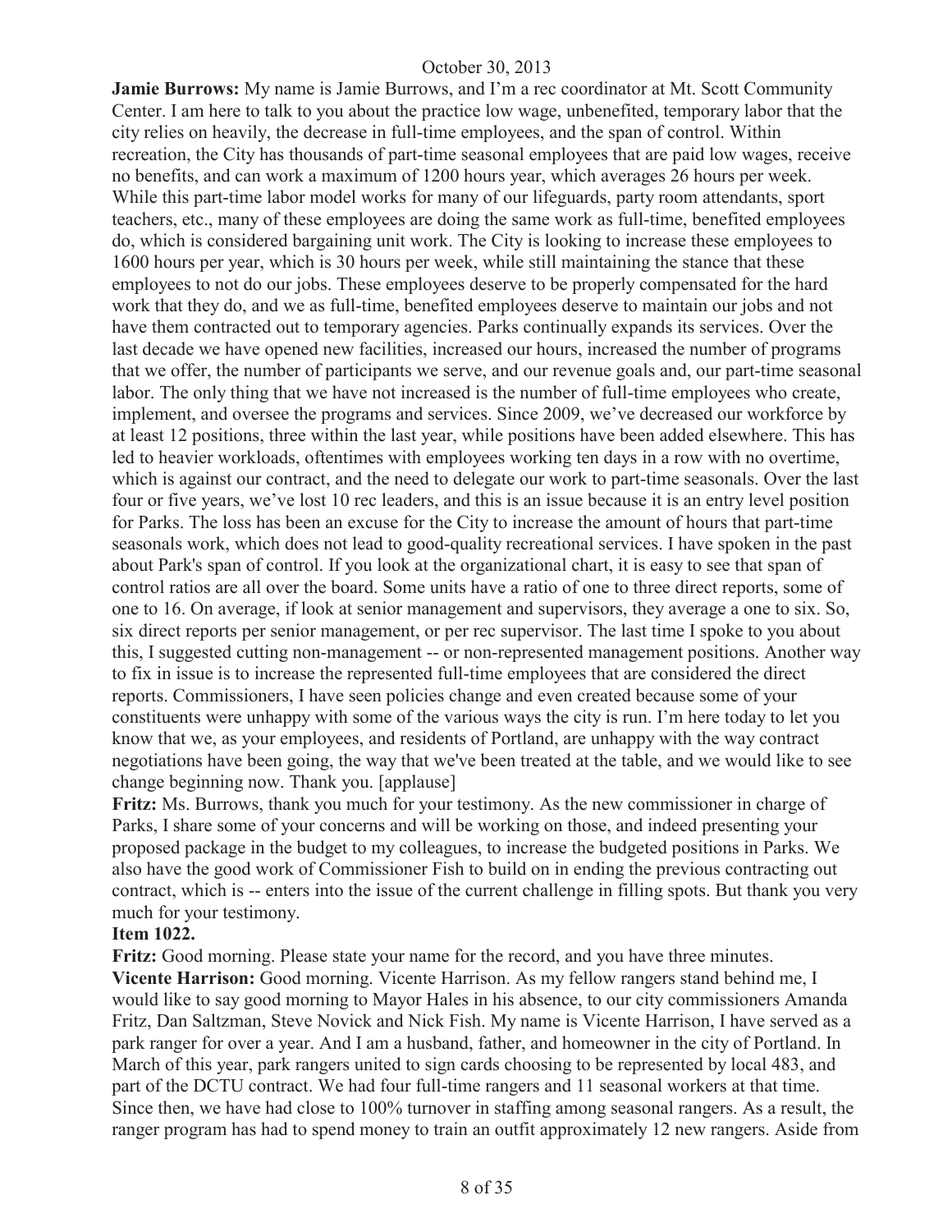**Jamie Burrows:** My name is Jamie Burrows, and I'm a rec coordinator at Mt. Scott Community Center. I am here to talk to you about the practice low wage, unbenefited, temporary labor that the city relies on heavily, the decrease in full-time employees, and the span of control. Within recreation, the City has thousands of part-time seasonal employees that are paid low wages, receive no benefits, and can work a maximum of 1200 hours year, which averages 26 hours per week. While this part-time labor model works for many of our lifeguards, party room attendants, sport teachers, etc., many of these employees are doing the same work as full-time, benefited employees do, which is considered bargaining unit work. The City is looking to increase these employees to 1600 hours per year, which is 30 hours per week, while still maintaining the stance that these employees to not do our jobs. These employees deserve to be properly compensated for the hard work that they do, and we as full-time, benefited employees deserve to maintain our jobs and not have them contracted out to temporary agencies. Parks continually expands its services. Over the last decade we have opened new facilities, increased our hours, increased the number of programs that we offer, the number of participants we serve, and our revenue goals and, our part-time seasonal labor. The only thing that we have not increased is the number of full-time employees who create, implement, and oversee the programs and services. Since 2009, we've decreased our workforce by at least 12 positions, three within the last year, while positions have been added elsewhere. This has led to heavier workloads, oftentimes with employees working ten days in a row with no overtime, which is against our contract, and the need to delegate our work to part-time seasonals. Over the last four or five years, we've lost 10 rec leaders, and this is an issue because it is an entry level position for Parks. The loss has been an excuse for the City to increase the amount of hours that part-time seasonals work, which does not lead to good-quality recreational services. I have spoken in the past about Park's span of control. If you look at the organizational chart, it is easy to see that span of control ratios are all over the board. Some units have a ratio of one to three direct reports, some of one to 16. On average, if look at senior management and supervisors, they average a one to six. So, six direct reports per senior management, or per rec supervisor. The last time I spoke to you about this, I suggested cutting non-management -- or non-represented management positions. Another way to fix in issue is to increase the represented full-time employees that are considered the direct reports. Commissioners, I have seen policies change and even created because some of your constituents were unhappy with some of the various ways the city is run. I'm here today to let you know that we, as your employees, and residents of Portland, are unhappy with the way contract negotiations have been going, the way that we've been treated at the table, and we would like to see change beginning now. Thank you. [applause]

**Fritz:** Ms. Burrows, thank you much for your testimony. As the new commissioner in charge of Parks, I share some of your concerns and will be working on those, and indeed presenting your proposed package in the budget to my colleagues, to increase the budgeted positions in Parks. We also have the good work of Commissioner Fish to build on in ending the previous contracting out contract, which is -- enters into the issue of the current challenge in filling spots. But thank you very much for your testimony.

**Item 1022.**

**Fritz:** Good morning. Please state your name for the record, and you have three minutes.

**Vicente Harrison:** Good morning. Vicente Harrison. As my fellow rangers stand behind me, I would like to say good morning to Mayor Hales in his absence, to our city commissioners Amanda Fritz, Dan Saltzman, Steve Novick and Nick Fish. My name is Vicente Harrison, I have served as a park ranger for over a year. And I am a husband, father, and homeowner in the city of Portland. In March of this year, park rangers united to sign cards choosing to be represented by local 483, and part of the DCTU contract. We had four full-time rangers and 11 seasonal workers at that time. Since then, we have had close to 100% turnover in staffing among seasonal rangers. As a result, the ranger program has had to spend money to train an outfit approximately 12 new rangers. Aside from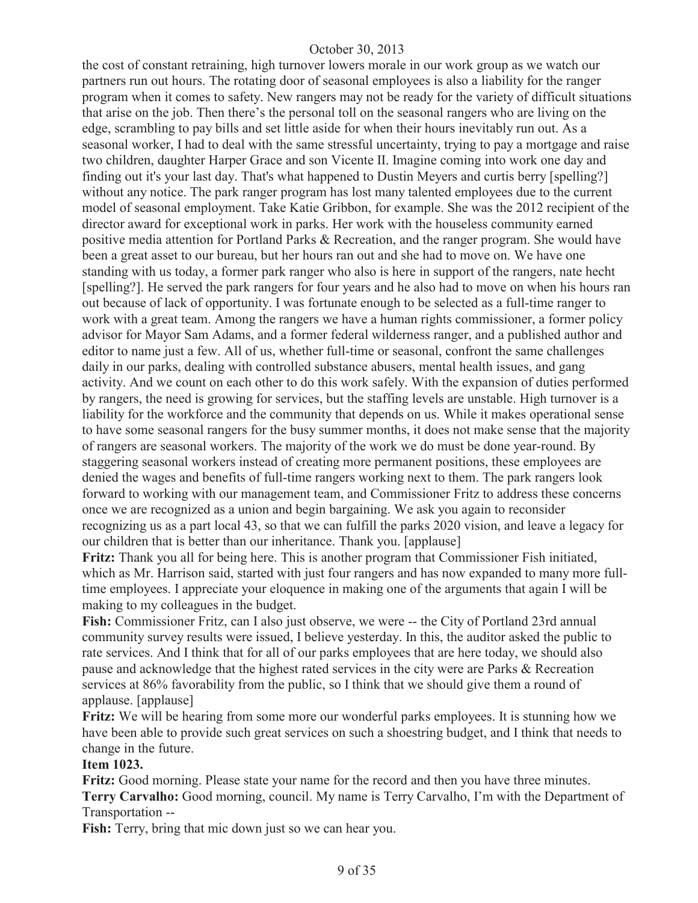the cost of constant retraining, high turnover lowers morale in our work group as we watch our partners run out hours. The rotating door of seasonal employees is also a liability for the ranger program when it comes to safety. New rangers may not be ready for the variety of difficult situations that arise on the job. Then there's the personal toll on the seasonal rangers who are living on the edge, scrambling to pay bills and set little aside for when their hours inevitably run out. As a seasonal worker, I had to deal with the same stressful uncertainty, trying to pay a mortgage and raise two children, daughter Harper Grace and son Vicente II. Imagine coming into work one day and finding out it's your last day. That's what happened to Dustin Meyers and curtis berry [spelling?] without any notice. The park ranger program has lost many talented employees due to the current model of seasonal employment. Take Katie Gribbon, for example. She was the 2012 recipient of the director award for exceptional work in parks. Her work with the houseless community earned positive media attention for Portland Parks & Recreation, and the ranger program. She would have been a great asset to our bureau, but her hours ran out and she had to move on. We have one standing with us today, a former park ranger who also is here in support of the rangers, nate hecht [spelling?]. He served the park rangers for four years and he also had to move on when his hours ran out because of lack of opportunity. I was fortunate enough to be selected as a full-time ranger to work with a great team. Among the rangers we have a human rights commissioner, a former policy advisor for Mayor Sam Adams, and a former federal wilderness ranger, and a published author and editor to name just a few. All of us, whether full-time or seasonal, confront the same challenges daily in our parks, dealing with controlled substance abusers, mental health issues, and gang activity. And we count on each other to do this work safely. With the expansion of duties performed by rangers, the need is growing for services, but the staffing levels are unstable. High turnover is a liability for the workforce and the community that depends on us. While it makes operational sense to have some seasonal rangers for the busy summer months, it does not make sense that the majority of rangers are seasonal workers. The majority of the work we do must be done year-round. By staggering seasonal workers instead of creating more permanent positions, these employees are denied the wages and benefits of full-time rangers working next to them. The park rangers look forward to working with our management team, and Commissioner Fritz to address these concerns once we are recognized as a union and begin bargaining. We ask you again to reconsider recognizing us as a part local 43, so that we can fulfill the parks 2020 vision, and leave a legacy for our children that is better than our inheritance. Thank you. [applause]

**Fritz:** Thank you all for being here. This is another program that Commissioner Fish initiated, which as Mr. Harrison said, started with just four rangers and has now expanded to many more full-time employees. I appreciate your eloquence in making one of the arguments that again I will be making to my colleagues in the budget.

**Fish:** Commissioner Fritz, can I also just observe, we were -- the City of Portland 23rd annual community survey results were issued, I believe yesterday. In this, the auditor asked the public to rate services. And I think that for all of our parks employees that are here today, we should also pause and acknowledge that the highest rated services in the city were are Parks & Recreation services at 86% favorability from the public, so I think that we should give them a round of applause. [applause]

**Fritz:** We will be hearing from some more our wonderful parks employees. It is stunning how we have been able to provide such great services on such a shoestring budget, and I think that needs to change in the future.

**Item 1023.**

**Fritz:** Good morning. Please state your name for the record and then you have three minutes.

**Terry Carvalho:** Good morning, council. My name is Terry Carvalho, I'm with the Department of Transportation --

**Fish:** Terry, bring that mic down just so we can hear you.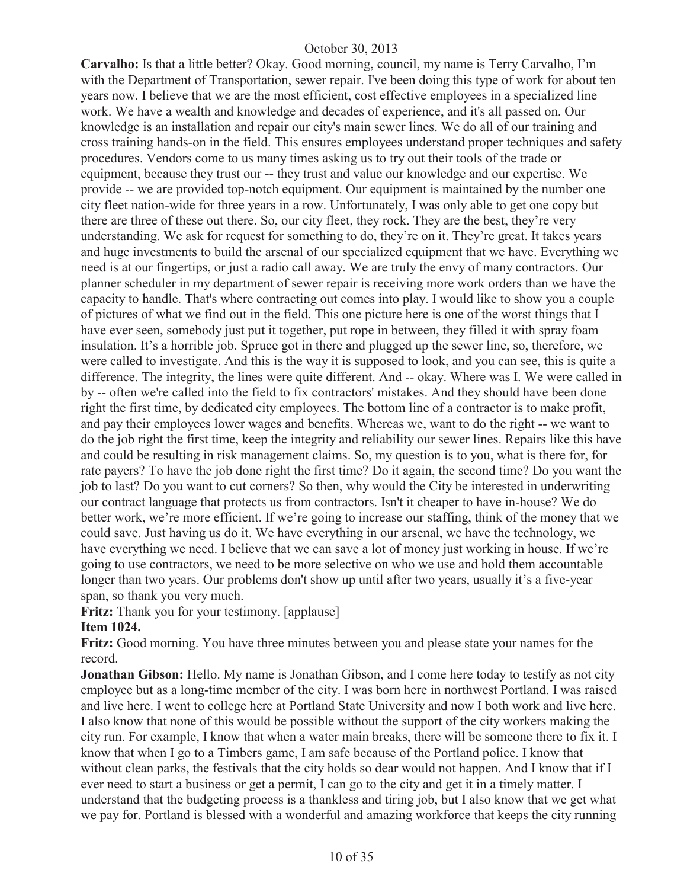**Carvalho:** Is that a little better? Okay. Good morning, council, my name is Terry Carvalho, I'm with the Department of Transportation, sewer repair. I've been doing this type of work for about ten years now. I believe that we are the most efficient, cost effective employees in a specialized line work. We have a wealth and knowledge and decades of experience, and it's all passed on. Our knowledge is an installation and repair our city's main sewer lines. We do all of our training and cross training hands-on in the field. This ensures employees understand proper techniques and safety procedures. Vendors come to us many times asking us to try out their tools of the trade or equipment, because they trust our -- they trust and value our knowledge and our expertise. We provide -- we are provided top-notch equipment. Our equipment is maintained by the number one city fleet nation-wide for three years in a row. Unfortunately, I was only able to get one copy but there are three of these out there. So, our city fleet, they rock. They are the best, they're very understanding. We ask for request for something to do, they're on it. They're great. It takes years and huge investments to build the arsenal of our specialized equipment that we have. Everything we need is at our fingertips, or just a radio call away. We are truly the envy of many contractors. Our planner scheduler in my department of sewer repair is receiving more work orders than we have the capacity to handle. That's where contracting out comes into play. I would like to show you a couple of pictures of what we find out in the field. This one picture here is one of the worst things that I have ever seen, somebody just put it together, put rope in between, they filled it with spray foam insulation. It's a horrible job. Spruce got in there and plugged up the sewer line, so, therefore, we were called to investigate. And this is the way it is supposed to look, and you can see, this is quite a difference. The integrity, the lines were quite different. And -- okay. Where was I. We were called in by -- often we're called into the field to fix contractors' mistakes. And they should have been done right the first time, by dedicated city employees. The bottom line of a contractor is to make profit, and pay their employees lower wages and benefits. Whereas we, want to do the right -- we want to do the job right the first time, keep the integrity and reliability our sewer lines. Repairs like this have and could be resulting in risk management claims. So, my question is to you, what is there for, for rate payers? To have the job done right the first time? Do it again, the second time? Do you want the job to last? Do you want to cut corners? So then, why would the City be interested in underwriting our contract language that protects us from contractors. Isn't it cheaper to have in-house? We do better work, we're more efficient. If we're going to increase our staffing, think of the money that we could save. Just having us do it. We have everything in our arsenal, we have the technology, we have everything we need. I believe that we can save a lot of money just working in house. If we're going to use contractors, we need to be more selective on who we use and hold them accountable longer than two years. Our problems don't show up until after two years, usually it's a five-year span, so thank you very much.

**Fritz:** Thank you for your testimony. [applause]

**Item 1024.**

**Fritz:** Good morning. You have three minutes between you and please state your names for the record.

**Jonathan Gibson:** Hello. My name is Jonathan Gibson, and I come here today to testify as not city employee but as a long-time member of the city. I was born here in northwest Portland. I was raised and live here. I went to college here at Portland State University and now I both work and live here. I also know that none of this would be possible without the support of the city workers making the city run. For example, I know that when a water main breaks, there will be someone there to fix it. I know that when I go to a Timbers game, I am safe because of the Portland police. I know that without clean parks, the festivals that the city holds so dear would not happen. And I know that if I ever need to start a business or get a permit, I can go to the city and get it in a timely matter. I understand that the budgeting process is a thankless and tiring job, but I also know that we get what we pay for. Portland is blessed with a wonderful and amazing workforce that keeps the city running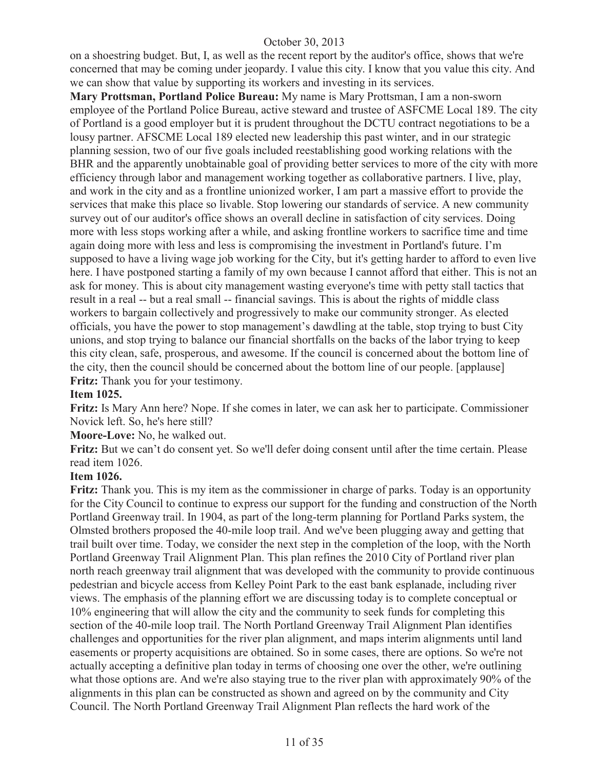on a shoestring budget. But, I, as well as the recent report by the auditor's office, shows that we're concerned that may be coming under jeopardy. I value this city. I know that you value this city. And we can show that value by supporting its workers and investing in its services.

**Mary Prottsman, Portland Police Bureau:** My name is Mary Prottsman, I am a non-sworn employee of the Portland Police Bureau, active steward and trustee of ASFCME Local 189. The city of Portland is a good employer but it is prudent throughout the DCTU contract negotiations to be a lousy partner. AFSCME Local 189 elected new leadership this past winter, and in our strategic planning session, two of our five goals included reestablishing good working relations with the BHR and the apparently unobtainable goal of providing better services to more of the city with more efficiency through labor and management working together as collaborative partners. I live, play, and work in the city and as a frontline unionized worker, I am part a massive effort to provide the services that make this place so livable. Stop lowering our standards of service. A new community survey out of our auditor's office shows an overall decline in satisfaction of city services. Doing more with less stops working after a while, and asking frontline workers to sacrifice time and time again doing more with less and less is compromising the investment in Portland's future. I'm supposed to have a living wage job working for the City, but it's getting harder to afford to even live here. I have postponed starting a family of my own because I cannot afford that either. This is not an ask for money. This is about city management wasting everyone's time with petty stall tactics that result in a real -- but a real small -- financial savings. This is about the rights of middle class workers to bargain collectively and progressively to make our community stronger. As elected officials, you have the power to stop management's dawdling at the table, stop trying to bust City unions, and stop trying to balance our financial shortfalls on the backs of the labor trying to keep this city clean, safe, prosperous, and awesome. If the council is concerned about the bottom line of the city, then the council should be concerned about the bottom line of our people. [applause]

**Fritz:** Thank you for your testimony.

**Item 1025.**

**Fritz:** Is Mary Ann here? Nope. If she comes in later, we can ask her to participate. Commissioner Novick left. So, he's here still?

**Moore-Love:** No, he walked out.

**Fritz:** But we can't do consent yet. So we'll defer doing consent until after the time certain. Please read item 1026.

**Item 1026.**

**Fritz:** Thank you. This is my item as the commissioner in charge of parks. Today is an opportunity for the City Council to continue to express our support for the funding and construction of the North Portland Greenway trail. In 1904, as part of the long-term planning for Portland Parks system, the Olmsted brothers proposed the 40-mile loop trail. And we've been plugging away and getting that trail built over time. Today, we consider the next step in the completion of the loop, with the North Portland Greenway Trail Alignment Plan. This plan refines the 2010 City of Portland river plan north reach greenway trail alignment that was developed with the community to provide continuous pedestrian and bicycle access from Kelley Point Park to the east bank esplanade, including river views. The emphasis of the planning effort we are discussing today is to complete conceptual or 10% engineering that will allow the city and the community to seek funds for completing this section of the 40-mile loop trail. The North Portland Greenway Trail Alignment Plan identifies challenges and opportunities for the river plan alignment, and maps interim alignments until land easements or property acquisitions are obtained. So in some cases, there are options. So we're not actually accepting a definitive plan today in terms of choosing one over the other, we're outlining what those options are. And we're also staying true to the river plan with approximately 90% of the alignments in this plan can be constructed as shown and agreed on by the community and City Council. The North Portland Greenway Trail Alignment Plan reflects the hard work of the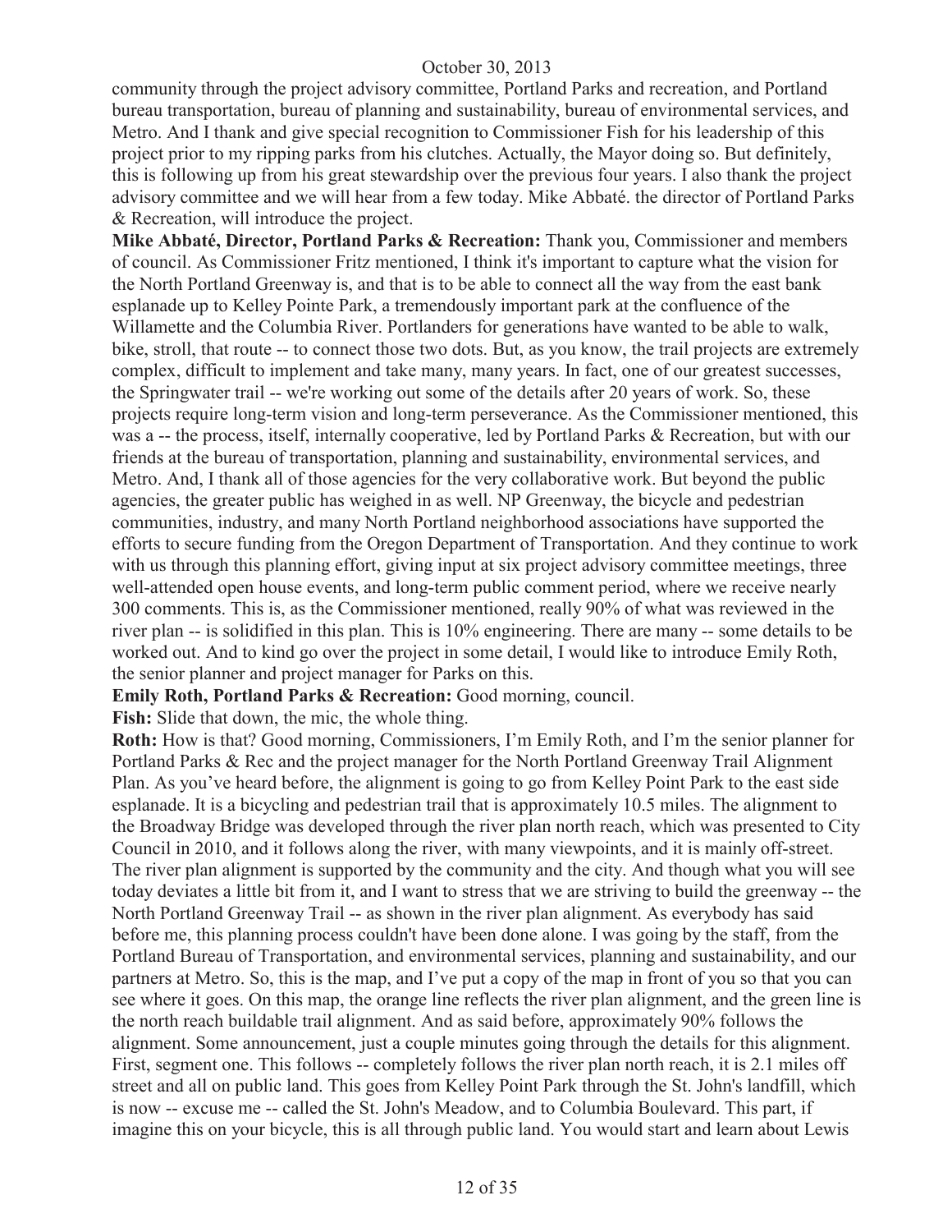community through the project advisory committee, Portland Parks and recreation, and Portland bureau transportation, bureau of planning and sustainability, bureau of environmental services, and Metro. And I thank and give special recognition to Commissioner Fish for his leadership of this project prior to my ripping parks from his clutches. Actually, the Mayor doing so. But definitely, this is following up from his great stewardship over the previous four years. I also thank the project advisory committee and we will hear from a few today. Mike Abbaté. the director of Portland Parks & Recreation, will introduce the project.

**Mike Abbaté, Director, Portland Parks & Recreation:** Thank you, Commissioner and members of council. As Commissioner Fritz mentioned, I think it's important to capture what the vision for the North Portland Greenway is, and that is to be able to connect all the way from the east bank esplanade up to Kelley Pointe Park, a tremendously important park at the confluence of the Willamette and the Columbia River. Portlanders for generations have wanted to be able to walk, bike, stroll, that route -- to connect those two dots. But, as you know, the trail projects are extremely complex, difficult to implement and take many, many years. In fact, one of our greatest successes, the Springwater trail -- we're working out some of the details after 20 years of work. So, these projects require long-term vision and long-term perseverance. As the Commissioner mentioned, this was a -- the process, itself, internally cooperative, led by Portland Parks & Recreation, but with our friends at the bureau of transportation, planning and sustainability, environmental services, and Metro. And, I thank all of those agencies for the very collaborative work. But beyond the public agencies, the greater public has weighed in as well. NP Greenway, the bicycle and pedestrian communities, industry, and many North Portland neighborhood associations have supported the efforts to secure funding from the Oregon Department of Transportation. And they continue to work with us through this planning effort, giving input at six project advisory committee meetings, three well-attended open house events, and long-term public comment period, where we receive nearly 300 comments. This is, as the Commissioner mentioned, really 90% of what was reviewed in the river plan -- is solidified in this plan. This is 10% engineering. There are many -- some details to be worked out. And to kind go over the project in some detail, I would like to introduce Emily Roth, the senior planner and project manager for Parks on this.

**Emily Roth, Portland Parks & Recreation:** Good morning, council.

**Fish:** Slide that down, the mic, the whole thing.

**Roth:** How is that? Good morning, Commissioners, I'm Emily Roth, and I'm the senior planner for Portland Parks & Rec and the project manager for the North Portland Greenway Trail Alignment Plan. As you've heard before, the alignment is going to go from Kelley Point Park to the east side esplanade. It is a bicycling and pedestrian trail that is approximately 10.5 miles. The alignment to the Broadway Bridge was developed through the river plan north reach, which was presented to City Council in 2010, and it follows along the river, with many viewpoints, and it is mainly off-street. The river plan alignment is supported by the community and the city. And though what you will see today deviates a little bit from it, and I want to stress that we are striving to build the greenway -- the North Portland Greenway Trail -- as shown in the river plan alignment. As everybody has said before me, this planning process couldn't have been done alone. I was going by the staff, from the Portland Bureau of Transportation, and environmental services, planning and sustainability, and our partners at Metro. So, this is the map, and I've put a copy of the map in front of you so that you can see where it goes. On this map, the orange line reflects the river plan alignment, and the green line is the north reach buildable trail alignment. And as said before, approximately 90% follows the alignment. Some announcement, just a couple minutes going through the details for this alignment. First, segment one. This follows -- completely follows the river plan north reach, it is 2.1 miles off street and all on public land. This goes from Kelley Point Park through the St. John's landfill, which is now -- excuse me -- called the St. John's Meadow, and to Columbia Boulevard. This part, if imagine this on your bicycle, this is all through public land. You would start and learn about Lewis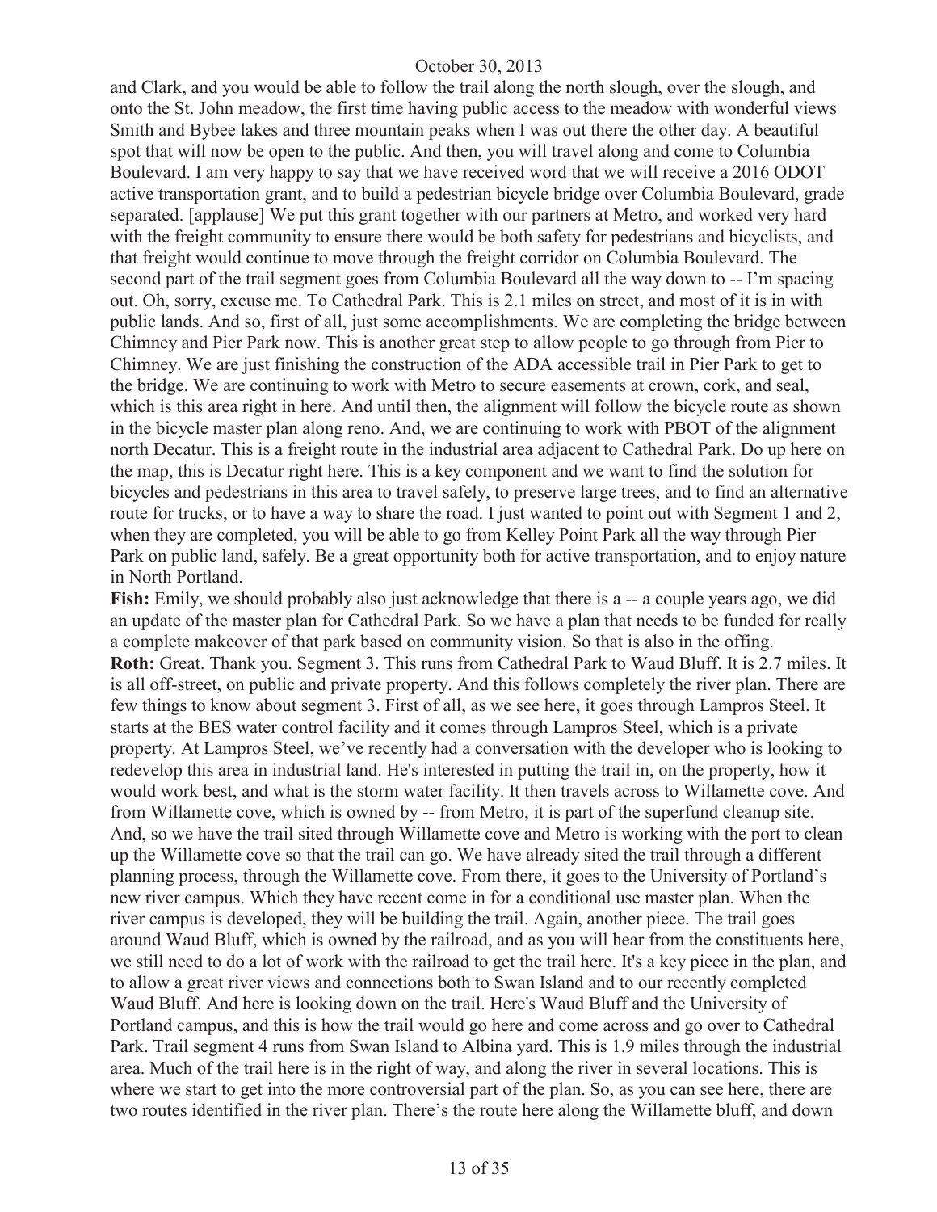and Clark, and you would be able to follow the trail along the north slough, over the slough, and onto the St. John meadow, the first time having public access to the meadow with wonderful views Smith and Bybee lakes and three mountain peaks when I was out there the other day. A beautiful spot that will now be open to the public. And then, you will travel along and come to Columbia Boulevard. I am very happy to say that we have received word that we will receive a 2016 ODOT active transportation grant, and to build a pedestrian bicycle bridge over Columbia Boulevard, grade separated. [applause] We put this grant together with our partners at Metro, and worked very hard with the freight community to ensure there would be both safety for pedestrians and bicyclists, and that freight would continue to move through the freight corridor on Columbia Boulevard. The second part of the trail segment goes from Columbia Boulevard all the way down to -- I'm spacing out. Oh, sorry, excuse me. To Cathedral Park. This is 2.1 miles on street, and most of it is in with public lands. And so, first of all, just some accomplishments. We are completing the bridge between Chimney and Pier Park now. This is another great step to allow people to go through from Pier to Chimney. We are just finishing the construction of the ADA accessible trail in Pier Park to get to the bridge. We are continuing to work with Metro to secure easements at crown, cork, and seal, which is this area right in here. And until then, the alignment will follow the bicycle route as shown in the bicycle master plan along reno. And, we are continuing to work with PBOT of the alignment north Decatur. This is a freight route in the industrial area adjacent to Cathedral Park. Do up here on the map, this is Decatur right here. This is a key component and we want to find the solution for bicycles and pedestrians in this area to travel safely, to preserve large trees, and to find an alternative route for trucks, or to have a way to share the road. I just wanted to point out with Segment 1 and 2, when they are completed, you will be able to go from Kelley Point Park all the way through Pier Park on public land, safely. Be a great opportunity both for active transportation, and to enjoy nature in North Portland.

**Fish:** Emily, we should probably also just acknowledge that there is a -- a couple years ago, we did an update of the master plan for Cathedral Park. So we have a plan that needs to be funded for really a complete makeover of that park based on community vision. So that is also in the offing.

**Roth:** Great. Thank you. Segment 3. This runs from Cathedral Park to Waud Bluff. It is 2.7 miles. It is all off-street, on public and private property. And this follows completely the river plan. There are few things to know about segment 3. First of all, as we see here, it goes through Lampros Steel. It starts at the BES water control facility and it comes through Lampros Steel, which is a private property. At Lampros Steel, we've recently had a conversation with the developer who is looking to redevelop this area in industrial land. He's interested in putting the trail in, on the property, how it would work best, and what is the storm water facility. It then travels across to Willamette cove. And from Willamette cove, which is owned by -- from Metro, it is part of the superfund cleanup site. And, so we have the trail sited through Willamette cove and Metro is working with the port to clean up the Willamette cove so that the trail can go. We have already sited the trail through a different planning process, through the Willamette cove. From there, it goes to the University of Portland's new river campus. Which they have recent come in for a conditional use master plan. When the river campus is developed, they will be building the trail. Again, another piece. The trail goes around Waud Bluff, which is owned by the railroad, and as you will hear from the constituents here, we still need to do a lot of work with the railroad to get the trail here. It's a key piece in the plan, and to allow a great river views and connections both to Swan Island and to our recently completed Waud Bluff. And here is looking down on the trail. Here's Waud Bluff and the University of Portland campus, and this is how the trail would go here and come across and go over to Cathedral Park. Trail segment 4 runs from Swan Island to Albina yard. This is 1.9 miles through the industrial area. Much of the trail here is in the right of way, and along the river in several locations. This is where we start to get into the more controversial part of the plan. So, as you can see here, there are two routes identified in the river plan. There's the route here along the Willamette bluff, and down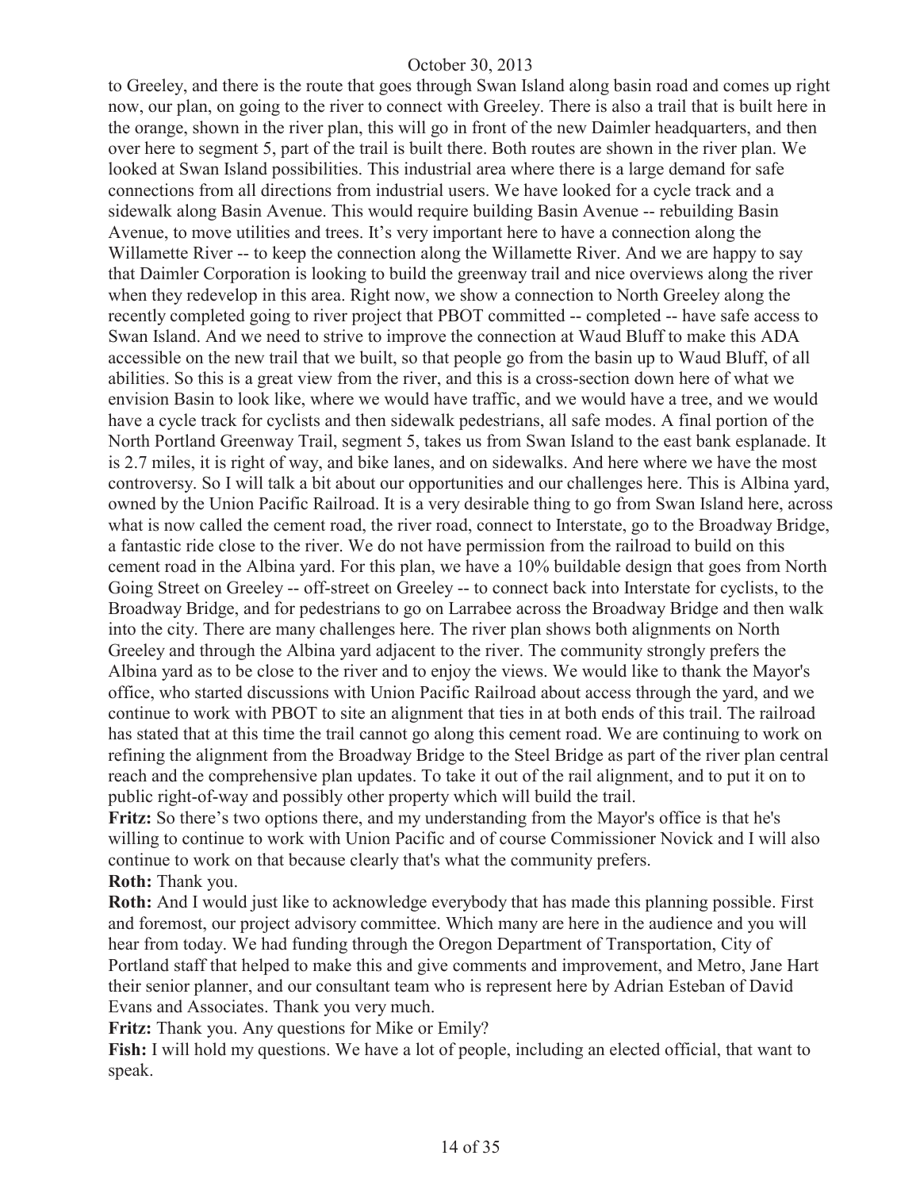to Greeley, and there is the route that goes through Swan Island along basin road and comes up right now, our plan, on going to the river to connect with Greeley. There is also a trail that is built here in the orange, shown in the river plan, this will go in front of the new Daimler headquarters, and then over here to segment 5, part of the trail is built there. Both routes are shown in the river plan. We looked at Swan Island possibilities. This industrial area where there is a large demand for safe connections from all directions from industrial users. We have looked for a cycle track and a sidewalk along Basin Avenue. This would require building Basin Avenue -- rebuilding Basin Avenue, to move utilities and trees. It's very important here to have a connection along the Willamette River -- to keep the connection along the Willamette River. And we are happy to say that Daimler Corporation is looking to build the greenway trail and nice overviews along the river when they redevelop in this area. Right now, we show a connection to North Greeley along the recently completed going to river project that PBOT committed -- completed -- have safe access to Swan Island. And we need to strive to improve the connection at Waud Bluff to make this ADA accessible on the new trail that we built, so that people go from the basin up to Waud Bluff, of all abilities. So this is a great view from the river, and this is a cross-section down here of what we envision Basin to look like, where we would have traffic, and we would have a tree, and we would have a cycle track for cyclists and then sidewalk pedestrians, all safe modes. A final portion of the North Portland Greenway Trail, segment 5, takes us from Swan Island to the east bank esplanade. It is 2.7 miles, it is right of way, and bike lanes, and on sidewalks. And here where we have the most controversy. So I will talk a bit about our opportunities and our challenges here. This is Albina yard, owned by the Union Pacific Railroad. It is a very desirable thing to go from Swan Island here, across what is now called the cement road, the river road, connect to Interstate, go to the Broadway Bridge, a fantastic ride close to the river. We do not have permission from the railroad to build on this cement road in the Albina yard. For this plan, we have a 10% buildable design that goes from North Going Street on Greeley -- off-street on Greeley -- to connect back into Interstate for cyclists, to the Broadway Bridge, and for pedestrians to go on Larrabee across the Broadway Bridge and then walk into the city. There are many challenges here. The river plan shows both alignments on North Greeley and through the Albina yard adjacent to the river. The community strongly prefers the Albina yard as to be close to the river and to enjoy the views. We would like to thank the Mayor's office, who started discussions with Union Pacific Railroad about access through the yard, and we continue to work with PBOT to site an alignment that ties in at both ends of this trail. The railroad has stated that at this time the trail cannot go along this cement road. We are continuing to work on refining the alignment from the Broadway Bridge to the Steel Bridge as part of the river plan central reach and the comprehensive plan updates. To take it out of the rail alignment, and to put it on to public right-of-way and possibly other property which will build the trail.

**Fritz:** So there's two options there, and my understanding from the Mayor's office is that he's willing to continue to work with Union Pacific and of course Commissioner Novick and I will also continue to work on that because clearly that's what the community prefers.

**Roth:** Thank you.

**Roth:** And I would just like to acknowledge everybody that has made this planning possible. First and foremost, our project advisory committee. Which many are here in the audience and you will hear from today. We had funding through the Oregon Department of Transportation, City of Portland staff that helped to make this and give comments and improvement, and Metro, Jane Hart their senior planner, and our consultant team who is represent here by Adrian Esteban of David Evans and Associates. Thank you very much.

**Fritz:** Thank you. Any questions for Mike or Emily?

**Fish:** I will hold my questions. We have a lot of people, including an elected official, that want to speak.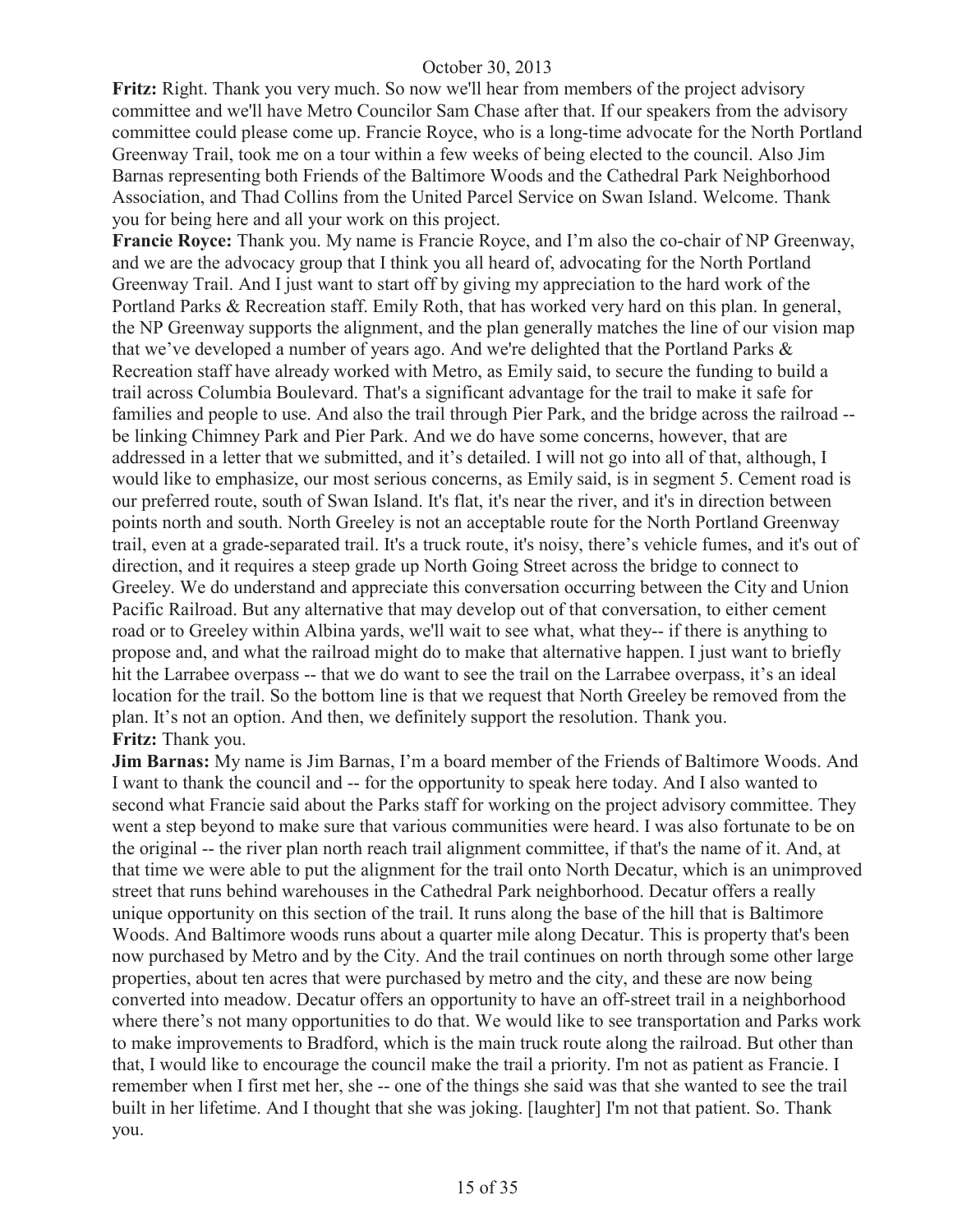**Fritz:** Right. Thank you very much. So now we'll hear from members of the project advisory committee and we'll have Metro Councilor Sam Chase after that. If our speakers from the advisory committee could please come up. Francie Royce, who is a long-time advocate for the North Portland Greenway Trail, took me on a tour within a few weeks of being elected to the council. Also Jim Barnas representing both Friends of the Baltimore Woods and the Cathedral Park Neighborhood Association, and Thad Collins from the United Parcel Service on Swan Island. Welcome. Thank you for being here and all your work on this project.

**Francie Royce:** Thank you. My name is Francie Royce, and I'm also the co-chair of NP Greenway, and we are the advocacy group that I think you all heard of, advocating for the North Portland Greenway Trail. And I just want to start off by giving my appreciation to the hard work of the Portland Parks & Recreation staff. Emily Roth, that has worked very hard on this plan. In general, the NP Greenway supports the alignment, and the plan generally matches the line of our vision map that we've developed a number of years ago. And we're delighted that the Portland Parks & Recreation staff have already worked with Metro, as Emily said, to secure the funding to build a trail across Columbia Boulevard. That's a significant advantage for the trail to make it safe for families and people to use. And also the trail through Pier Park, and the bridge across the railroad -- be linking Chimney Park and Pier Park. And we do have some concerns, however, that are addressed in a letter that we submitted, and it's detailed. I will not go into all of that, although, I would like to emphasize, our most serious concerns, as Emily said, is in segment 5. Cement road is our preferred route, south of Swan Island. It's flat, it's near the river, and it's in direction between points north and south. North Greeley is not an acceptable route for the North Portland Greenway trail, even at a grade-separated trail. It's a truck route, it's noisy, there's vehicle fumes, and it's out of direction, and it requires a steep grade up North Going Street across the bridge to connect to Greeley. We do understand and appreciate this conversation occurring between the City and Union Pacific Railroad. But any alternative that may develop out of that conversation, to either cement road or to Greeley within Albina yards, we'll wait to see what, what they-- if there is anything to propose and, and what the railroad might do to make that alternative happen. I just want to briefly hit the Larrabee overpass -- that we do want to see the trail on the Larrabee overpass, it's an ideal location for the trail. So the bottom line is that we request that North Greeley be removed from the plan. It's not an option. And then, we definitely support the resolution. Thank you.

**Fritz:** Thank you.

**Jim Barnas:** My name is Jim Barnas, I'm a board member of the Friends of Baltimore Woods. And I want to thank the council and -- for the opportunity to speak here today. And I also wanted to second what Francie said about the Parks staff for working on the project advisory committee. They went a step beyond to make sure that various communities were heard. I was also fortunate to be on the original -- the river plan north reach trail alignment committee, if that's the name of it. And, at that time we were able to put the alignment for the trail onto North Decatur, which is an unimproved street that runs behind warehouses in the Cathedral Park neighborhood. Decatur offers a really unique opportunity on this section of the trail. It runs along the base of the hill that is Baltimore Woods. And Baltimore woods runs about a quarter mile along Decatur. This is property that's been now purchased by Metro and by the City. And the trail continues on north through some other large properties, about ten acres that were purchased by metro and the city, and these are now being converted into meadow. Decatur offers an opportunity to have an off-street trail in a neighborhood where there's not many opportunities to do that. We would like to see transportation and Parks work to make improvements to Bradford, which is the main truck route along the railroad. But other than that, I would like to encourage the council make the trail a priority. I'm not as patient as Francie. I remember when I first met her, she -- one of the things she said was that she wanted to see the trail built in her lifetime. And I thought that she was joking. [laughter] I'm not that patient. So. Thank you.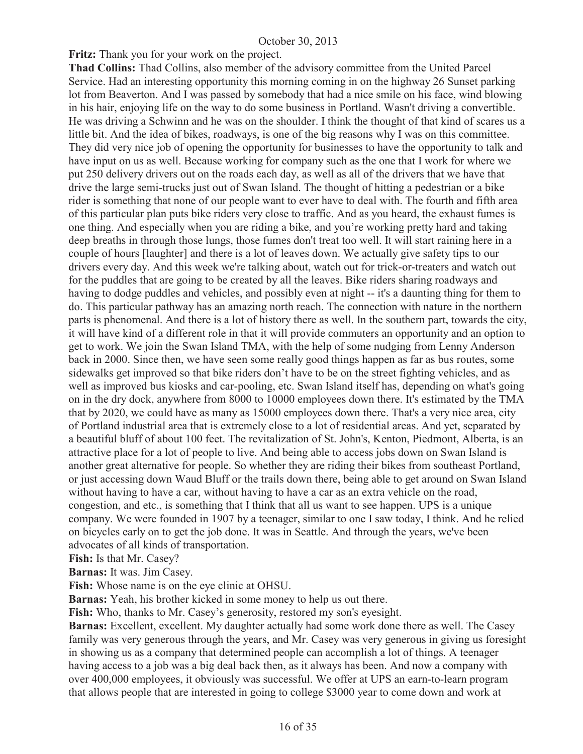**Fritz:** Thank you for your work on the project.

**Thad Collins:** Thad Collins, also member of the advisory committee from the United Parcel Service. Had an interesting opportunity this morning coming in on the highway 26 Sunset parking lot from Beaverton. And I was passed by somebody that had a nice smile on his face, wind blowing in his hair, enjoying life on the way to do some business in Portland. Wasn't driving a convertible. He was driving a Schwinn and he was on the shoulder. I think the thought of that kind of scares us a little bit. And the idea of bikes, roadways, is one of the big reasons why I was on this committee. They did very nice job of opening the opportunity for businesses to have the opportunity to talk and have input on us as well. Because working for company such as the one that I work for where we put 250 delivery drivers out on the roads each day, as well as all of the drivers that we have that drive the large semi-trucks just out of Swan Island. The thought of hitting a pedestrian or a bike rider is something that none of our people want to ever have to deal with. The fourth and fifth area of this particular plan puts bike riders very close to traffic. And as you heard, the exhaust fumes is one thing. And especially when you are riding a bike, and you're working pretty hard and taking deep breaths in through those lungs, those fumes don't treat too well. It will start raining here in a couple of hours [laughter] and there is a lot of leaves down. We actually give safety tips to our drivers every day. And this week we're talking about, watch out for trick-or-treaters and watch out for the puddles that are going to be created by all the leaves. Bike riders sharing roadways and having to dodge puddles and vehicles, and possibly even at night -- it's a daunting thing for them to do. This particular pathway has an amazing north reach. The connection with nature in the northern parts is phenomenal. And there is a lot of history there as well. In the southern part, towards the city, it will have kind of a different role in that it will provide commuters an opportunity and an option to get to work. We join the Swan Island TMA, with the help of some nudging from Lenny Anderson back in 2000. Since then, we have seen some really good things happen as far as bus routes, some sidewalks get improved so that bike riders don't have to be on the street fighting vehicles, and as well as improved bus kiosks and car-pooling, etc. Swan Island itself has, depending on what's going on in the dry dock, anywhere from 8000 to 10000 employees down there. It's estimated by the TMA that by 2020, we could have as many as 15000 employees down there. That's a very nice area, city of Portland industrial area that is extremely close to a lot of residential areas. And yet, separated by a beautiful bluff of about 100 feet. The revitalization of St. John's, Kenton, Piedmont, Alberta, is an attractive place for a lot of people to live. And being able to access jobs down on Swan Island is another great alternative for people. So whether they are riding their bikes from southeast Portland, or just accessing down Waud Bluff or the trails down there, being able to get around on Swan Island without having to have a car, without having to have a car as an extra vehicle on the road, congestion, and etc., is something that I think that all us want to see happen. UPS is a unique company. We were founded in 1907 by a teenager, similar to one I saw today, I think. And he relied on bicycles early on to get the job done. It was in Seattle. And through the years, we've been advocates of all kinds of transportation.

**Fish:** Is that Mr. Casey?

**Barnas:** It was. Jim Casey.

**Fish:** Whose name is on the eye clinic at OHSU.

**Barnas:** Yeah, his brother kicked in some money to help us out there.

**Fish:** Who, thanks to Mr. Casey's generosity, restored my son's eyesight.

**Barnas:** Excellent, excellent. My daughter actually had some work done there as well. The Casey family was very generous through the years, and Mr. Casey was very generous in giving us foresight in showing us as a company that determined people can accomplish a lot of things. A teenager having access to a job was a big deal back then, as it always has been. And now a company with over 400,000 employees, it obviously was successful. We offer at UPS an earn-to-learn program that allows people that are interested in going to college $3000 year to come down and work at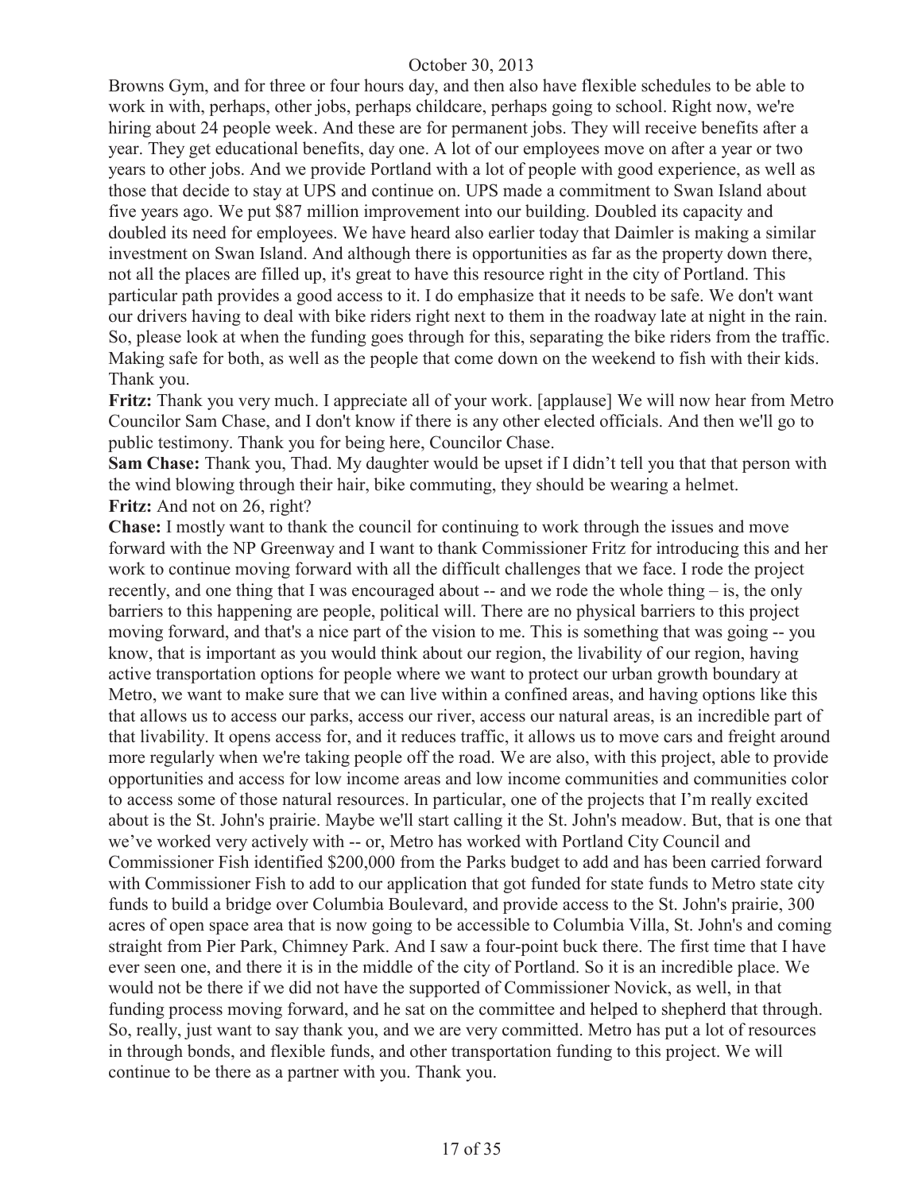Browns Gym, and for three or four hours day, and then also have flexible schedules to be able to work in with, perhaps, other jobs, perhaps childcare, perhaps going to school. Right now, we're hiring about 24 people week. And these are for permanent jobs. They will receive benefits after a year. They get educational benefits, day one. A lot of our employees move on after a year or two years to other jobs. And we provide Portland with a lot of people with good experience, as well as those that decide to stay at UPS and continue on. UPS made a commitment to Swan Island about five years ago. We put $87 million improvement into our building. Doubled its capacity and doubled its need for employees. We have heard also earlier today that Daimler is making a similar investment on Swan Island. And although there is opportunities as far as the property down there, not all the places are filled up, it's great to have this resource right in the city of Portland. This particular path provides a good access to it. I do emphasize that it needs to be safe. We don't want our drivers having to deal with bike riders right next to them in the roadway late at night in the rain. So, please look at when the funding goes through for this, separating the bike riders from the traffic. Making safe for both, as well as the people that come down on the weekend to fish with their kids. Thank you.

**Fritz:** Thank you very much. I appreciate all of your work. [applause] We will now hear from Metro Councilor Sam Chase, and I don't know if there is any other elected officials. And then we'll go to public testimony. Thank you for being here, Councilor Chase.

**Sam Chase:** Thank you, Thad. My daughter would be upset if I didn't tell you that that person with the wind blowing through their hair, bike commuting, they should be wearing a helmet.

**Fritz:** And not on 26, right?

**Chase:** I mostly want to thank the council for continuing to work through the issues and move forward with the NP Greenway and I want to thank Commissioner Fritz for introducing this and her work to continue moving forward with all the difficult challenges that we face. I rode the project recently, and one thing that I was encouraged about -- and we rode the whole thing – is, the only barriers to this happening are people, political will. There are no physical barriers to this project moving forward, and that's a nice part of the vision to me. This is something that was going -- you know, that is important as you would think about our region, the livability of our region, having active transportation options for people where we want to protect our urban growth boundary at Metro, we want to make sure that we can live within a confined areas, and having options like this that allows us to access our parks, access our river, access our natural areas, is an incredible part of that livability. It opens access for, and it reduces traffic, it allows us to move cars and freight around more regularly when we're taking people off the road. We are also, with this project, able to provide opportunities and access for low income areas and low income communities and communities color to access some of those natural resources. In particular, one of the projects that I'm really excited about is the St. John's prairie. Maybe we'll start calling it the St. John's meadow. But, that is one that we've worked very actively with -- or, Metro has worked with Portland City Council and Commissioner Fish identified $200,000 from the Parks budget to add and has been carried forward with Commissioner Fish to add to our application that got funded for state funds to Metro state city funds to build a bridge over Columbia Boulevard, and provide access to the St. John's prairie, 300 acres of open space area that is now going to be accessible to Columbia Villa, St. John's and coming straight from Pier Park, Chimney Park. And I saw a four-point buck there. The first time that I have ever seen one, and there it is in the middle of the city of Portland. So it is an incredible place. We would not be there if we did not have the supported of Commissioner Novick, as well, in that funding process moving forward, and he sat on the committee and helped to shepherd that through. So, really, just want to say thank you, and we are very committed. Metro has put a lot of resources in through bonds, and flexible funds, and other transportation funding to this project. We will continue to be there as a partner with you. Thank you.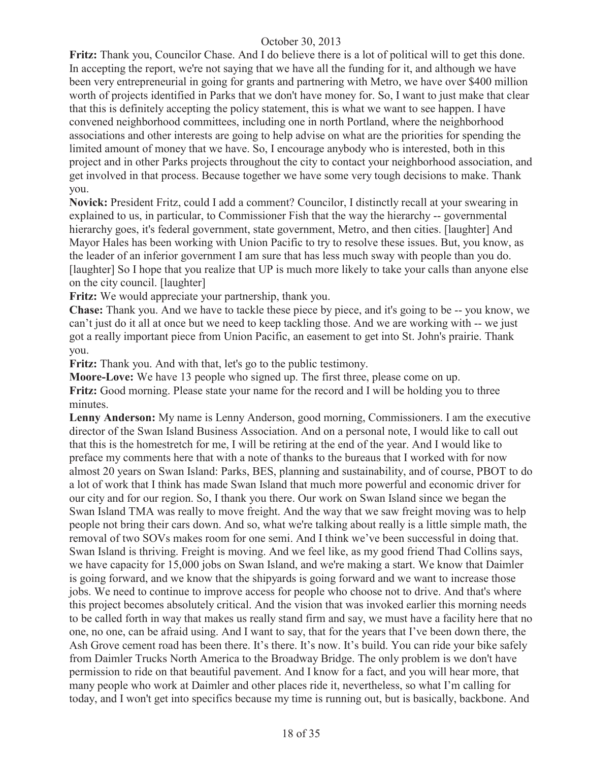**Fritz:** Thank you, Councilor Chase. And I do believe there is a lot of political will to get this done. In accepting the report, we're not saying that we have all the funding for it, and although we have been very entrepreneurial in going for grants and partnering with Metro, we have over $400 million worth of projects identified in Parks that we don't have money for. So, I want to just make that clear that this is definitely accepting the policy statement, this is what we want to see happen. I have convened neighborhood committees, including one in north Portland, where the neighborhood associations and other interests are going to help advise on what are the priorities for spending the limited amount of money that we have. So, I encourage anybody who is interested, both in this project and in other Parks projects throughout the city to contact your neighborhood association, and get involved in that process. Because together we have some very tough decisions to make. Thank you.

**Novick:** President Fritz, could I add a comment? Councilor, I distinctly recall at your swearing in explained to us, in particular, to Commissioner Fish that the way the hierarchy -- governmental hierarchy goes, it's federal government, state government, Metro, and then cities. [laughter] And Mayor Hales has been working with Union Pacific to try to resolve these issues. But, you know, as the leader of an inferior government I am sure that has less much sway with people than you do. [laughter] So I hope that you realize that UP is much more likely to take your calls than anyone else on the city council. [laughter]

**Fritz:** We would appreciate your partnership, thank you.

**Chase:** Thank you. And we have to tackle these piece by piece, and it's going to be -- you know, we can't just do it all at once but we need to keep tackling those. And we are working with -- we just got a really important piece from Union Pacific, an easement to get into St. John's prairie. Thank you.

**Fritz:** Thank you. And with that, let's go to the public testimony.

**Moore-Love:** We have 13 people who signed up. The first three, please come on up.

**Fritz:** Good morning. Please state your name for the record and I will be holding you to three minutes.

**Lenny Anderson:** My name is Lenny Anderson, good morning, Commissioners. I am the executive director of the Swan Island Business Association. And on a personal note, I would like to call out that this is the homestretch for me, I will be retiring at the end of the year. And I would like to preface my comments here that with a note of thanks to the bureaus that I worked with for now almost 20 years on Swan Island: Parks, BES, planning and sustainability, and of course, PBOT to do a lot of work that I think has made Swan Island that much more powerful and economic driver for our city and for our region. So, I thank you there. Our work on Swan Island since we began the Swan Island TMA was really to move freight. And the way that we saw freight moving was to help people not bring their cars down. And so, what we're talking about really is a little simple math, the removal of two SOVs makes room for one semi. And I think we've been successful in doing that. Swan Island is thriving. Freight is moving. And we feel like, as my good friend Thad Collins says, we have capacity for 15,000 jobs on Swan Island, and we're making a start. We know that Daimler is going forward, and we know that the shipyards is going forward and we want to increase those jobs. We need to continue to improve access for people who choose not to drive. And that's where this project becomes absolutely critical. And the vision that was invoked earlier this morning needs to be called forth in way that makes us really stand firm and say, we must have a facility here that no one, no one, can be afraid using. And I want to say, that for the years that I've been down there, the Ash Grove cement road has been there. It's there. It's now. It's build. You can ride your bike safely from Daimler Trucks North America to the Broadway Bridge. The only problem is we don't have permission to ride on that beautiful pavement. And I know for a fact, and you will hear more, that many people who work at Daimler and other places ride it, nevertheless, so what I'm calling for today, and I won't get into specifics because my time is running out, but is basically, backbone. And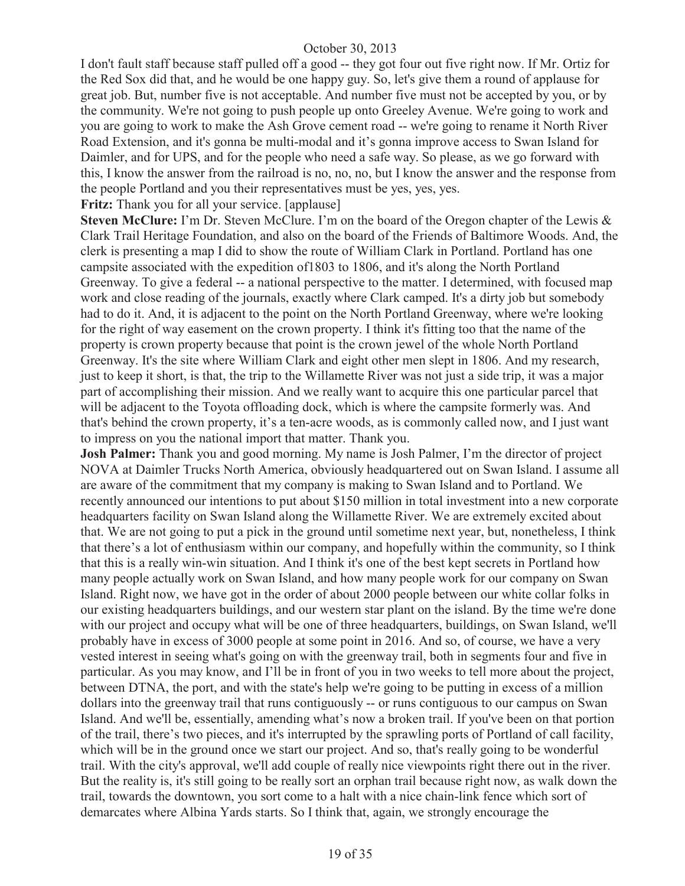I don't fault staff because staff pulled off a good -- they got four out five right now. If Mr. Ortiz for the Red Sox did that, and he would be one happy guy. So, let's give them a round of applause for great job. But, number five is not acceptable. And number five must not be accepted by you, or by the community. We're not going to push people up onto Greeley Avenue. We're going to work and you are going to work to make the Ash Grove cement road -- we're going to rename it North River Road Extension, and it's gonna be multi-modal and it's gonna improve access to Swan Island for Daimler, and for UPS, and for the people who need a safe way. So please, as we go forward with this, I know the answer from the railroad is no, no, no, but I know the answer and the response from the people Portland and you their representatives must be yes, yes, yes.

**Fritz:** Thank you for all your service. [applause]

**Steven McClure:** I'm Dr. Steven McClure. I'm on the board of the Oregon chapter of the Lewis & Clark Trail Heritage Foundation, and also on the board of the Friends of Baltimore Woods. And, the clerk is presenting a map I did to show the route of William Clark in Portland. Portland has one campsite associated with the expedition of1803 to 1806, and it's along the North Portland Greenway. To give a federal -- a national perspective to the matter. I determined, with focused map work and close reading of the journals, exactly where Clark camped. It's a dirty job but somebody had to do it. And, it is adjacent to the point on the North Portland Greenway, where we're looking for the right of way easement on the crown property. I think it's fitting too that the name of the property is crown property because that point is the crown jewel of the whole North Portland Greenway. It's the site where William Clark and eight other men slept in 1806. And my research, just to keep it short, is that, the trip to the Willamette River was not just a side trip, it was a major part of accomplishing their mission. And we really want to acquire this one particular parcel that will be adjacent to the Toyota offloading dock, which is where the campsite formerly was. And that's behind the crown property, it's a ten-acre woods, as is commonly called now, and I just want to impress on you the national import that matter. Thank you.

**Josh Palmer:** Thank you and good morning. My name is Josh Palmer, I'm the director of project NOVA at Daimler Trucks North America, obviously headquartered out on Swan Island. I assume all are aware of the commitment that my company is making to Swan Island and to Portland. We recently announced our intentions to put about $150 million in total investment into a new corporate headquarters facility on Swan Island along the Willamette River. We are extremely excited about that. We are not going to put a pick in the ground until sometime next year, but, nonetheless, I think that there's a lot of enthusiasm within our company, and hopefully within the community, so I think that this is a really win-win situation. And I think it's one of the best kept secrets in Portland how many people actually work on Swan Island, and how many people work for our company on Swan Island. Right now, we have got in the order of about 2000 people between our white collar folks in our existing headquarters buildings, and our western star plant on the island. By the time we're done with our project and occupy what will be one of three headquarters, buildings, on Swan Island, we'll probably have in excess of 3000 people at some point in 2016. And so, of course, we have a very vested interest in seeing what's going on with the greenway trail, both in segments four and five in particular. As you may know, and I'll be in front of you in two weeks to tell more about the project, between DTNA, the port, and with the state's help we're going to be putting in excess of a million dollars into the greenway trail that runs contiguously -- or runs contiguous to our campus on Swan Island. And we'll be, essentially, amending what's now a broken trail. If you've been on that portion of the trail, there's two pieces, and it's interrupted by the sprawling ports of Portland of call facility, which will be in the ground once we start our project. And so, that's really going to be wonderful trail. With the city's approval, we'll add couple of really nice viewpoints right there out in the river. But the reality is, it's still going to be really sort an orphan trail because right now, as walk down the trail, towards the downtown, you sort come to a halt with a nice chain-link fence which sort of demarcates where Albina Yards starts. So I think that, again, we strongly encourage the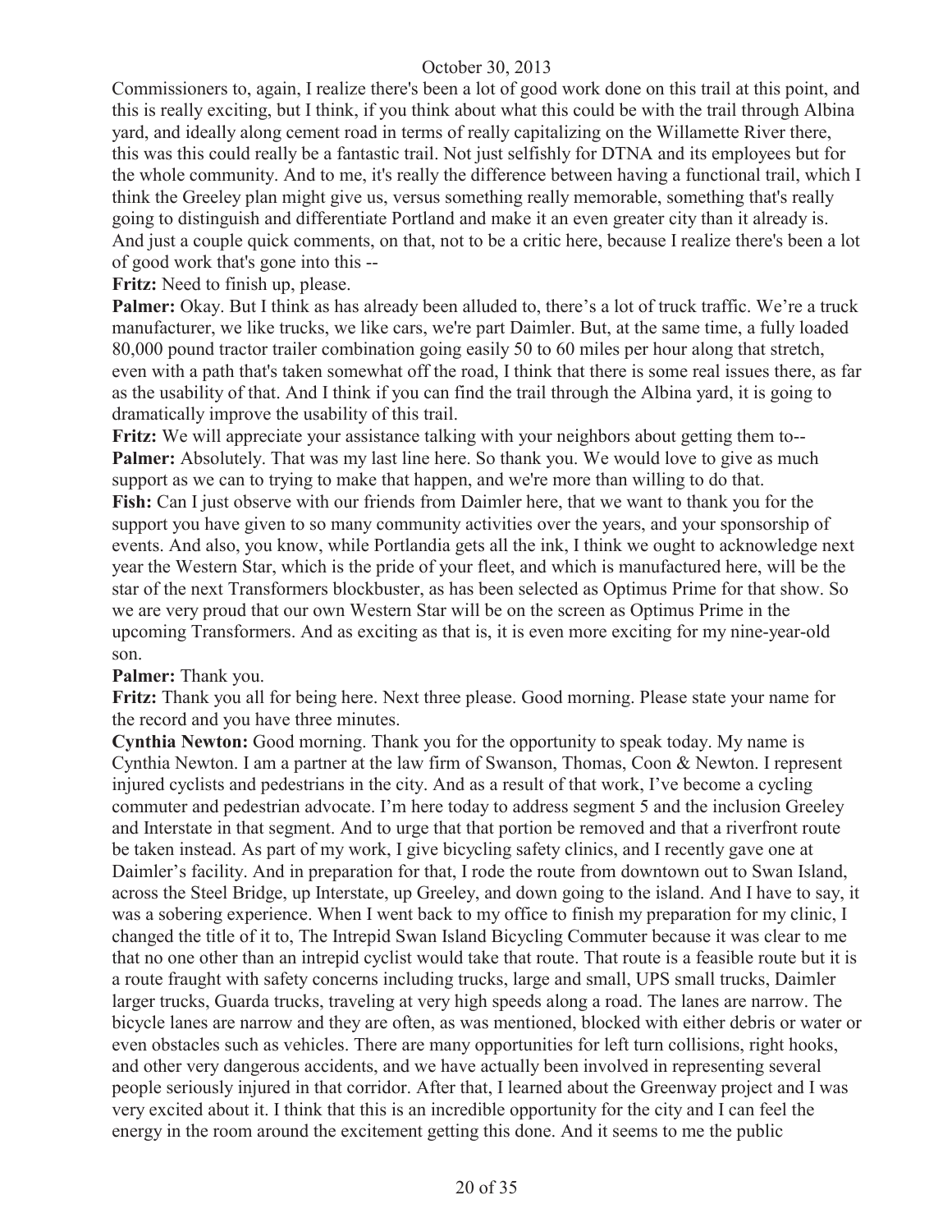Commissioners to, again, I realize there's been a lot of good work done on this trail at this point, and this is really exciting, but I think, if you think about what this could be with the trail through Albina yard, and ideally along cement road in terms of really capitalizing on the Willamette River there, this was this could really be a fantastic trail. Not just selfishly for DTNA and its employees but for the whole community. And to me, it's really the difference between having a functional trail, which I think the Greeley plan might give us, versus something really memorable, something that's really going to distinguish and differentiate Portland and make it an even greater city than it already is. And just a couple quick comments, on that, not to be a critic here, because I realize there's been a lot of good work that's gone into this --

**Fritz:** Need to finish up, please.

**Palmer:** Okay. But I think as has already been alluded to, there's a lot of truck traffic. We're a truck manufacturer, we like trucks, we like cars, we're part Daimler. But, at the same time, a fully loaded 80,000 pound tractor trailer combination going easily 50 to 60 miles per hour along that stretch, even with a path that's taken somewhat off the road, I think that there is some real issues there, as far as the usability of that. And I think if you can find the trail through the Albina yard, it is going to dramatically improve the usability of this trail.

**Fritz:** We will appreciate your assistance talking with your neighbors about getting them to--

**Palmer:** Absolutely. That was my last line here. So thank you. We would love to give as much support as we can to trying to make that happen, and we're more than willing to do that.

**Fish:** Can I just observe with our friends from Daimler here, that we want to thank you for the support you have given to so many community activities over the years, and your sponsorship of events. And also, you know, while Portlandia gets all the ink, I think we ought to acknowledge next year the Western Star, which is the pride of your fleet, and which is manufactured here, will be the star of the next Transformers blockbuster, as has been selected as Optimus Prime for that show. So we are very proud that our own Western Star will be on the screen as Optimus Prime in the upcoming Transformers. And as exciting as that is, it is even more exciting for my nine-year-old son.

**Palmer:** Thank you.

**Fritz:** Thank you all for being here. Next three please. Good morning. Please state your name for the record and you have three minutes.

**Cynthia Newton:** Good morning. Thank you for the opportunity to speak today. My name is Cynthia Newton. I am a partner at the law firm of Swanson, Thomas, Coon & Newton. I represent injured cyclists and pedestrians in the city. And as a result of that work, I've become a cycling commuter and pedestrian advocate. I'm here today to address segment 5 and the inclusion Greeley and Interstate in that segment. And to urge that that portion be removed and that a riverfront route be taken instead. As part of my work, I give bicycling safety clinics, and I recently gave one at Daimler's facility. And in preparation for that, I rode the route from downtown out to Swan Island, across the Steel Bridge, up Interstate, up Greeley, and down going to the island. And I have to say, it was a sobering experience. When I went back to my office to finish my preparation for my clinic, I changed the title of it to, The Intrepid Swan Island Bicycling Commuter because it was clear to me that no one other than an intrepid cyclist would take that route. That route is a feasible route but it is a route fraught with safety concerns including trucks, large and small, UPS small trucks, Daimler larger trucks, Guarda trucks, traveling at very high speeds along a road. The lanes are narrow. The bicycle lanes are narrow and they are often, as was mentioned, blocked with either debris or water or even obstacles such as vehicles. There are many opportunities for left turn collisions, right hooks, and other very dangerous accidents, and we have actually been involved in representing several people seriously injured in that corridor. After that, I learned about the Greenway project and I was very excited about it. I think that this is an incredible opportunity for the city and I can feel the energy in the room around the excitement getting this done. And it seems to me the public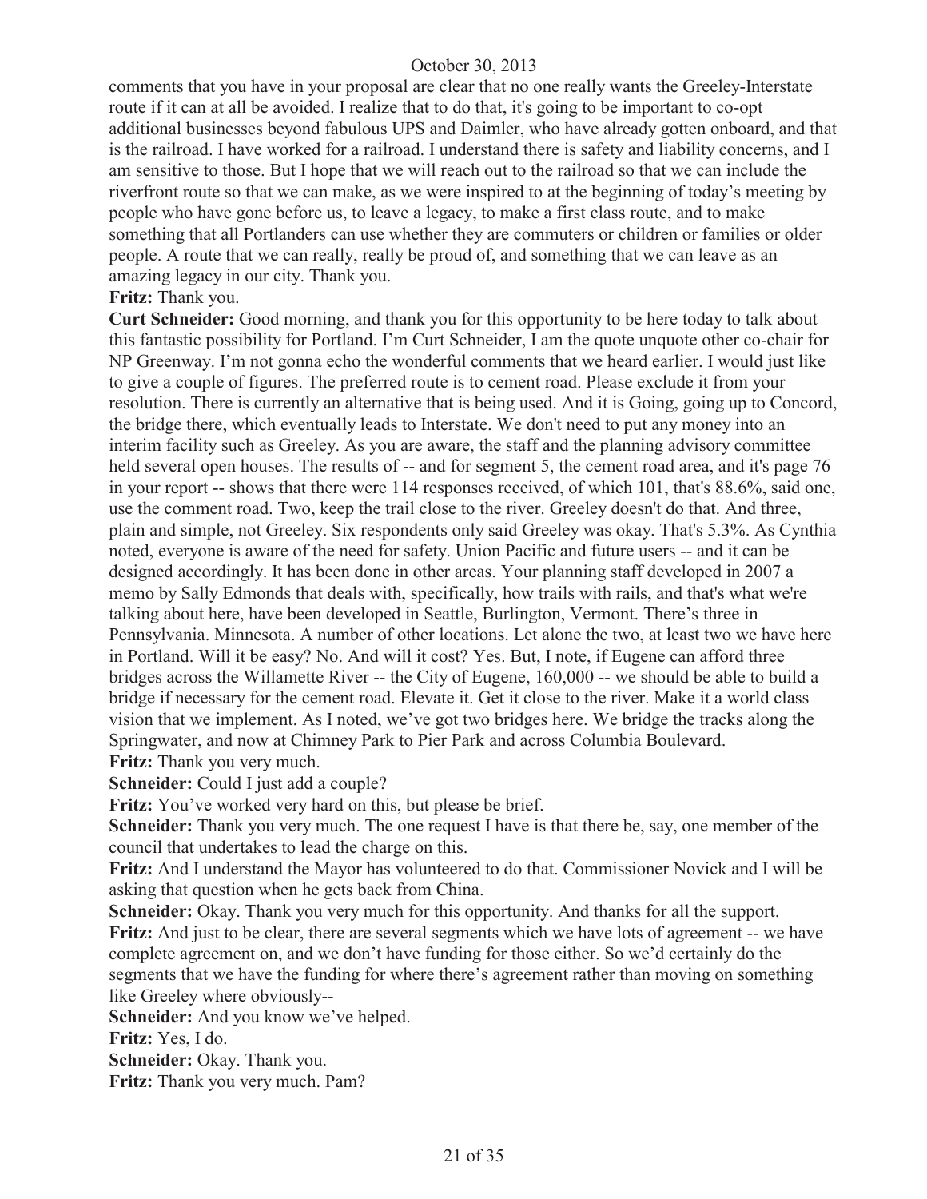comments that you have in your proposal are clear that no one really wants the Greeley-Interstate route if it can at all be avoided. I realize that to do that, it's going to be important to co-opt additional businesses beyond fabulous UPS and Daimler, who have already gotten onboard, and that is the railroad. I have worked for a railroad. I understand there is safety and liability concerns, and I am sensitive to those. But I hope that we will reach out to the railroad so that we can include the riverfront route so that we can make, as we were inspired to at the beginning of today's meeting by people who have gone before us, to leave a legacy, to make a first class route, and to make something that all Portlanders can use whether they are commuters or children or families or older people. A route that we can really, really be proud of, and something that we can leave as an amazing legacy in our city. Thank you.

**Fritz:** Thank you.

**Curt Schneider:** Good morning, and thank you for this opportunity to be here today to talk about this fantastic possibility for Portland. I'm Curt Schneider, I am the quote unquote other co-chair for NP Greenway. I'm not gonna echo the wonderful comments that we heard earlier. I would just like to give a couple of figures. The preferred route is to cement road. Please exclude it from your resolution. There is currently an alternative that is being used. And it is Going, going up to Concord, the bridge there, which eventually leads to Interstate. We don't need to put any money into an interim facility such as Greeley. As you are aware, the staff and the planning advisory committee held several open houses. The results of -- and for segment 5, the cement road area, and it's page 76 in your report -- shows that there were 114 responses received, of which 101, that's 88.6%, said one, use the comment road. Two, keep the trail close to the river. Greeley doesn't do that. And three, plain and simple, not Greeley. Six respondents only said Greeley was okay. That's 5.3%. As Cynthia noted, everyone is aware of the need for safety. Union Pacific and future users -- and it can be designed accordingly. It has been done in other areas. Your planning staff developed in 2007 a memo by Sally Edmonds that deals with, specifically, how trails with rails, and that's what we're talking about here, have been developed in Seattle, Burlington, Vermont. There's three in Pennsylvania. Minnesota. A number of other locations. Let alone the two, at least two we have here in Portland. Will it be easy? No. And will it cost? Yes. But, I note, if Eugene can afford three bridges across the Willamette River -- the City of Eugene, 160,000 -- we should be able to build a bridge if necessary for the cement road. Elevate it. Get it close to the river. Make it a world class vision that we implement. As I noted, we've got two bridges here. We bridge the tracks along the Springwater, and now at Chimney Park to Pier Park and across Columbia Boulevard.

**Fritz:** Thank you very much.

**Schneider:** Could I just add a couple?

**Fritz:** You've worked very hard on this, but please be brief.

**Schneider:** Thank you very much. The one request I have is that there be, say, one member of the council that undertakes to lead the charge on this.

**Fritz:** And I understand the Mayor has volunteered to do that. Commissioner Novick and I will be asking that question when he gets back from China.

**Schneider:** Okay. Thank you very much for this opportunity. And thanks for all the support.

**Fritz:** And just to be clear, there are several segments which we have lots of agreement -- we have complete agreement on, and we don't have funding for those either. So we'd certainly do the segments that we have the funding for where there's agreement rather than moving on something like Greeley where obviously--

**Schneider:** And you know we've helped.

**Fritz:** Yes, I do.

**Schneider:** Okay. Thank you.

**Fritz:** Thank you very much. Pam?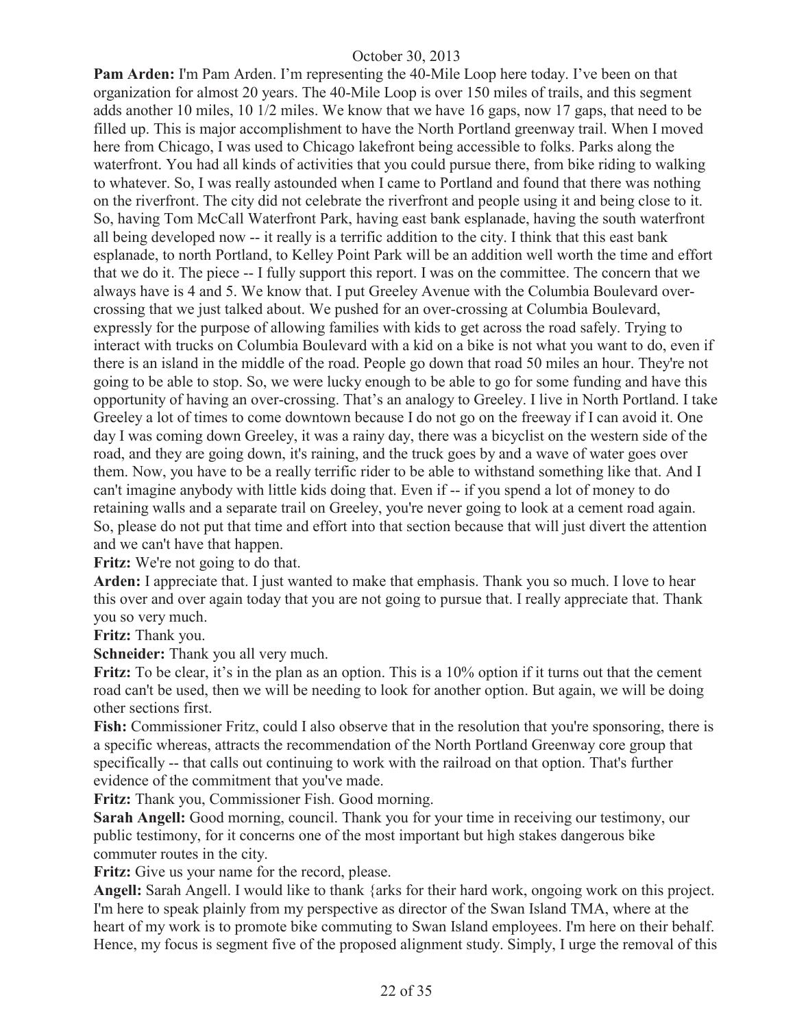**Pam Arden:** I'm Pam Arden. I'm representing the 40-Mile Loop here today. I've been on that organization for almost 20 years. The 40-Mile Loop is over 150 miles of trails, and this segment adds another 10 miles, 10 1/2 miles. We know that we have 16 gaps, now 17 gaps, that need to be filled up. This is major accomplishment to have the North Portland greenway trail. When I moved here from Chicago, I was used to Chicago lakefront being accessible to folks. Parks along the waterfront. You had all kinds of activities that you could pursue there, from bike riding to walking to whatever. So, I was really astounded when I came to Portland and found that there was nothing on the riverfront. The city did not celebrate the riverfront and people using it and being close to it. So, having Tom McCall Waterfront Park, having east bank esplanade, having the south waterfront all being developed now -- it really is a terrific addition to the city. I think that this east bank esplanade, to north Portland, to Kelley Point Park will be an addition well worth the time and effort that we do it. The piece -- I fully support this report. I was on the committee. The concern that we always have is 4 and 5. We know that. I put Greeley Avenue with the Columbia Boulevard over-crossing that we just talked about. We pushed for an over-crossing at Columbia Boulevard, expressly for the purpose of allowing families with kids to get across the road safely. Trying to interact with trucks on Columbia Boulevard with a kid on a bike is not what you want to do, even if there is an island in the middle of the road. People go down that road 50 miles an hour. They're not going to be able to stop. So, we were lucky enough to be able to go for some funding and have this opportunity of having an over-crossing. That's an analogy to Greeley. I live in North Portland. I take Greeley a lot of times to come downtown because I do not go on the freeway if I can avoid it. One day I was coming down Greeley, it was a rainy day, there was a bicyclist on the western side of the road, and they are going down, it's raining, and the truck goes by and a wave of water goes over them. Now, you have to be a really terrific rider to be able to withstand something like that. And I can't imagine anybody with little kids doing that. Even if -- if you spend a lot of money to do retaining walls and a separate trail on Greeley, you're never going to look at a cement road again. So, please do not put that time and effort into that section because that will just divert the attention and we can't have that happen.

**Fritz:** We're not going to do that.

**Arden:** I appreciate that. I just wanted to make that emphasis. Thank you so much. I love to hear this over and over again today that you are not going to pursue that. I really appreciate that. Thank you so very much.

**Fritz:** Thank you.

**Schneider:** Thank you all very much.

**Fritz:** To be clear, it's in the plan as an option. This is a 10% option if it turns out that the cement road can't be used, then we will be needing to look for another option. But again, we will be doing other sections first.

**Fish:** Commissioner Fritz, could I also observe that in the resolution that you're sponsoring, there is a specific whereas, attracts the recommendation of the North Portland Greenway core group that specifically -- that calls out continuing to work with the railroad on that option. That's further evidence of the commitment that you've made.

**Fritz:** Thank you, Commissioner Fish. Good morning.

**Sarah Angell:** Good morning, council. Thank you for your time in receiving our testimony, our public testimony, for it concerns one of the most important but high stakes dangerous bike commuter routes in the city.

**Fritz:** Give us your name for the record, please.

**Angell:** Sarah Angell. I would like to thank {arks for their hard work, ongoing work on this project. I'm here to speak plainly from my perspective as director of the Swan Island TMA, where at the heart of my work is to promote bike commuting to Swan Island employees. I'm here on their behalf. Hence, my focus is segment five of the proposed alignment study. Simply, I urge the removal of this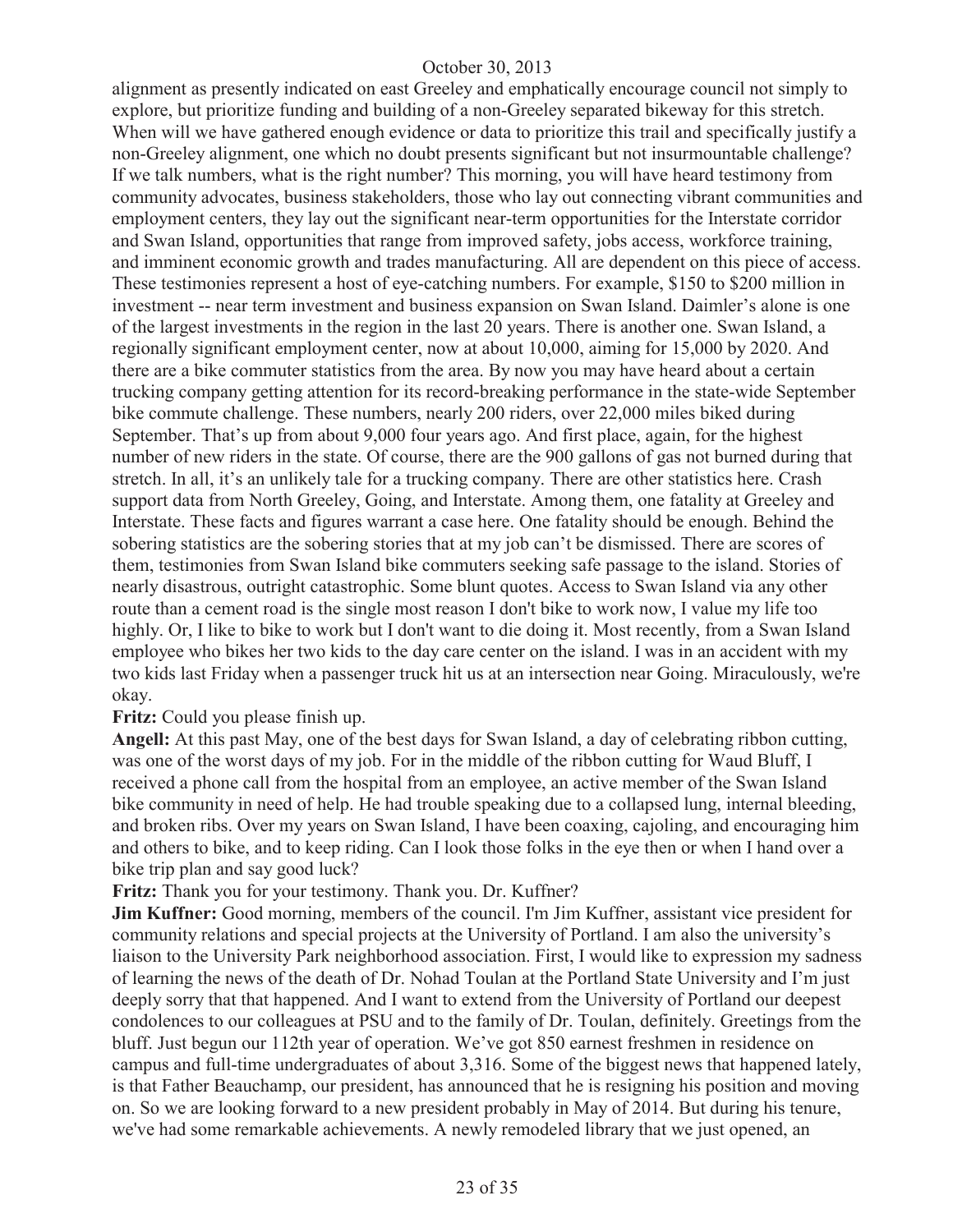alignment as presently indicated on east Greeley and emphatically encourage council not simply to explore, but prioritize funding and building of a non-Greeley separated bikeway for this stretch. When will we have gathered enough evidence or data to prioritize this trail and specifically justify a non-Greeley alignment, one which no doubt presents significant but not insurmountable challenge? If we talk numbers, what is the right number? This morning, you will have heard testimony from community advocates, business stakeholders, those who lay out connecting vibrant communities and employment centers, they lay out the significant near-term opportunities for the Interstate corridor and Swan Island, opportunities that range from improved safety, jobs access, workforce training, and imminent economic growth and trades manufacturing. All are dependent on this piece of access. These testimonies represent a host of eye-catching numbers. For example, $150 to $200 million in investment -- near term investment and business expansion on Swan Island. Daimler's alone is one of the largest investments in the region in the last 20 years. There is another one. Swan Island, a regionally significant employment center, now at about 10,000, aiming for 15,000 by 2020. And there are a bike commuter statistics from the area. By now you may have heard about a certain trucking company getting attention for its record-breaking performance in the state-wide September bike commute challenge. These numbers, nearly 200 riders, over 22,000 miles biked during September. That's up from about 9,000 four years ago. And first place, again, for the highest number of new riders in the state. Of course, there are the 900 gallons of gas not burned during that stretch. In all, it's an unlikely tale for a trucking company. There are other statistics here. Crash support data from North Greeley, Going, and Interstate. Among them, one fatality at Greeley and Interstate. These facts and figures warrant a case here. One fatality should be enough. Behind the sobering statistics are the sobering stories that at my job can't be dismissed. There are scores of them, testimonies from Swan Island bike commuters seeking safe passage to the island. Stories of nearly disastrous, outright catastrophic. Some blunt quotes. Access to Swan Island via any other route than a cement road is the single most reason I don't bike to work now, I value my life too highly. Or, I like to bike to work but I don't want to die doing it. Most recently, from a Swan Island employee who bikes her two kids to the day care center on the island. I was in an accident with my two kids last Friday when a passenger truck hit us at an intersection near Going. Miraculously, we're okay.

**Fritz:** Could you please finish up.

**Angell:** At this past May, one of the best days for Swan Island, a day of celebrating ribbon cutting, was one of the worst days of my job. For in the middle of the ribbon cutting for Waud Bluff, I received a phone call from the hospital from an employee, an active member of the Swan Island bike community in need of help. He had trouble speaking due to a collapsed lung, internal bleeding, and broken ribs. Over my years on Swan Island, I have been coaxing, cajoling, and encouraging him and others to bike, and to keep riding. Can I look those folks in the eye then or when I hand over a bike trip plan and say good luck?

**Fritz:** Thank you for your testimony. Thank you. Dr. Kuffner?

**Jim Kuffner:** Good morning, members of the council. I'm Jim Kuffner, assistant vice president for community relations and special projects at the University of Portland. I am also the university's liaison to the University Park neighborhood association. First, I would like to expression my sadness of learning the news of the death of Dr. Nohad Toulan at the Portland State University and I'm just deeply sorry that that happened. And I want to extend from the University of Portland our deepest condolences to our colleagues at PSU and to the family of Dr. Toulan, definitely. Greetings from the bluff. Just begun our 112th year of operation. We've got 850 earnest freshmen in residence on campus and full-time undergraduates of about 3,316. Some of the biggest news that happened lately, is that Father Beauchamp, our president, has announced that he is resigning his position and moving on. So we are looking forward to a new president probably in May of 2014. But during his tenure, we've had some remarkable achievements. A newly remodeled library that we just opened, an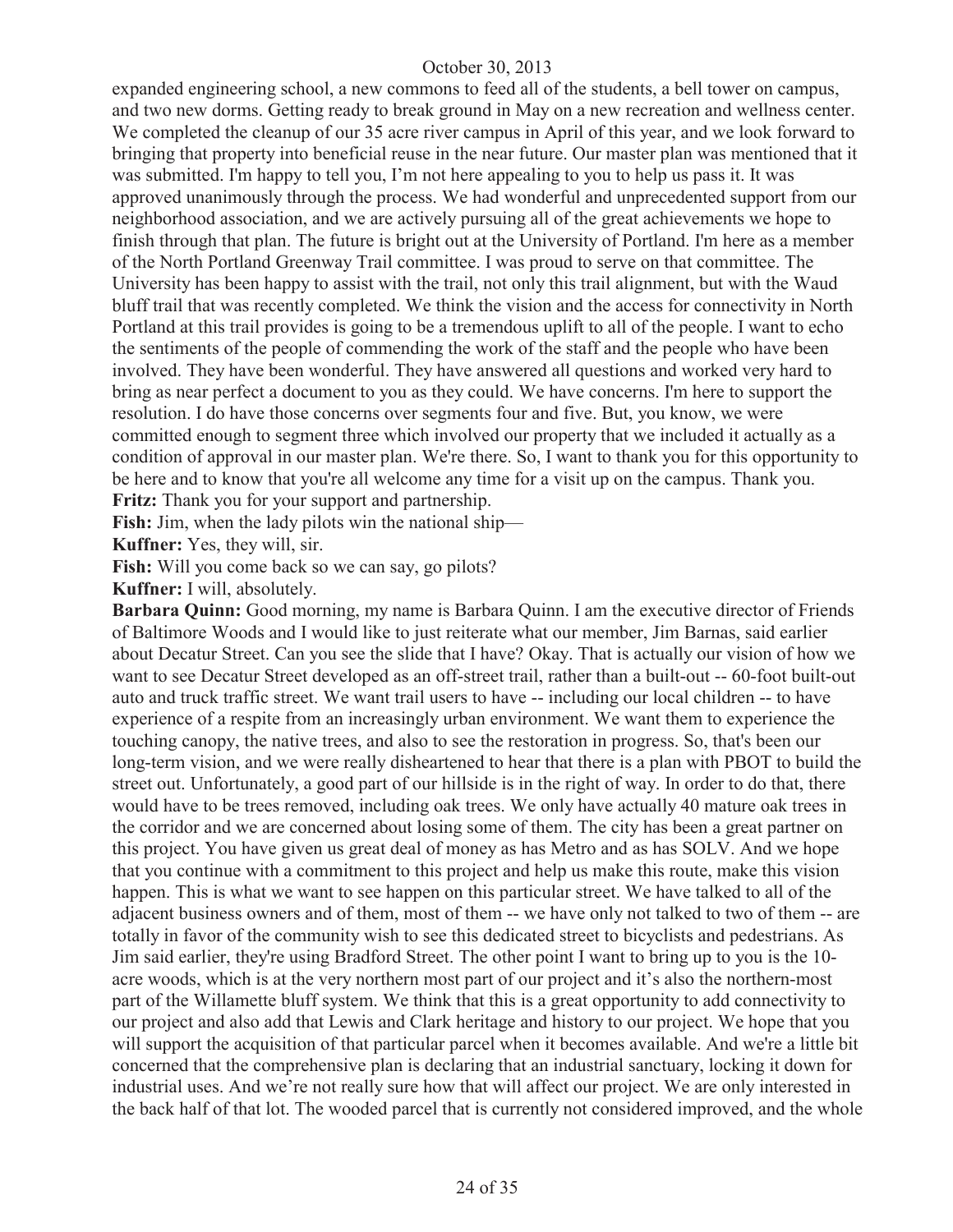expanded engineering school, a new commons to feed all of the students, a bell tower on campus, and two new dorms. Getting ready to break ground in May on a new recreation and wellness center. We completed the cleanup of our 35 acre river campus in April of this year, and we look forward to bringing that property into beneficial reuse in the near future. Our master plan was mentioned that it was submitted. I'm happy to tell you, I'm not here appealing to you to help us pass it. It was approved unanimously through the process. We had wonderful and unprecedented support from our neighborhood association, and we are actively pursuing all of the great achievements we hope to finish through that plan. The future is bright out at the University of Portland. I'm here as a member of the North Portland Greenway Trail committee. I was proud to serve on that committee. The University has been happy to assist with the trail, not only this trail alignment, but with the Waud bluff trail that was recently completed. We think the vision and the access for connectivity in North Portland at this trail provides is going to be a tremendous uplift to all of the people. I want to echo the sentiments of the people of commending the work of the staff and the people who have been involved. They have been wonderful. They have answered all questions and worked very hard to bring as near perfect a document to you as they could. We have concerns. I'm here to support the resolution. I do have those concerns over segments four and five. But, you know, we were committed enough to segment three which involved our property that we included it actually as a condition of approval in our master plan. We're there. So, I want to thank you for this opportunity to be here and to know that you're all welcome any time for a visit up on the campus. Thank you.

**Fritz:** Thank you for your support and partnership.

**Fish:** Jim, when the lady pilots win the national ship—

**Kuffner:** Yes, they will, sir.

**Fish:** Will you come back so we can say, go pilots?

**Kuffner:** I will, absolutely.

**Barbara Quinn:** Good morning, my name is Barbara Quinn. I am the executive director of Friends of Baltimore Woods and I would like to just reiterate what our member, Jim Barnas, said earlier about Decatur Street. Can you see the slide that I have? Okay. That is actually our vision of how we want to see Decatur Street developed as an off-street trail, rather than a built-out -- 60-foot built-out auto and truck traffic street. We want trail users to have -- including our local children -- to have experience of a respite from an increasingly urban environment. We want them to experience the touching canopy, the native trees, and also to see the restoration in progress. So, that's been our long-term vision, and we were really disheartened to hear that there is a plan with PBOT to build the street out. Unfortunately, a good part of our hillside is in the right of way. In order to do that, there would have to be trees removed, including oak trees. We only have actually 40 mature oak trees in the corridor and we are concerned about losing some of them. The city has been a great partner on this project. You have given us great deal of money as has Metro and as has SOLV. And we hope that you continue with a commitment to this project and help us make this route, make this vision happen. This is what we want to see happen on this particular street. We have talked to all of the adjacent business owners and of them, most of them -- we have only not talked to two of them -- are totally in favor of the community wish to see this dedicated street to bicyclists and pedestrians. As Jim said earlier, they're using Bradford Street. The other point I want to bring up to you is the 10-acre woods, which is at the very northern most part of our project and it's also the northern-most part of the Willamette bluff system. We think that this is a great opportunity to add connectivity to our project and also add that Lewis and Clark heritage and history to our project. We hope that you will support the acquisition of that particular parcel when it becomes available. And we're a little bit concerned that the comprehensive plan is declaring that an industrial sanctuary, locking it down for industrial uses. And we're not really sure how that will affect our project. We are only interested in the back half of that lot. The wooded parcel that is currently not considered improved, and the whole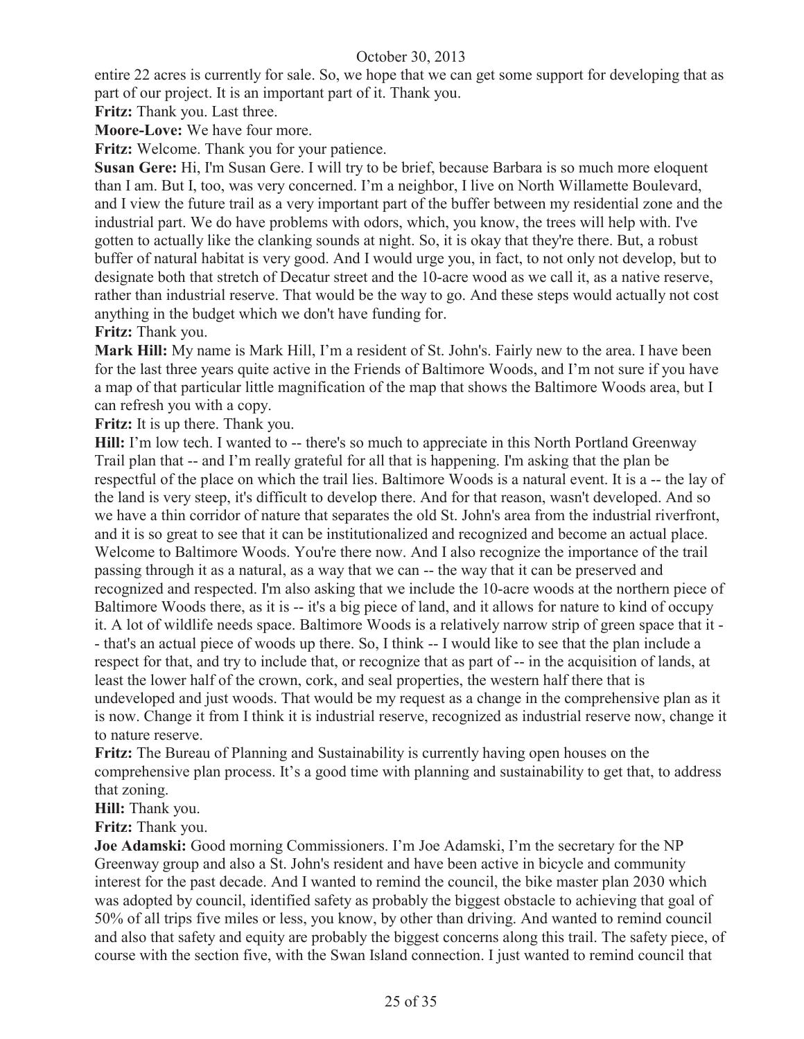entire 22 acres is currently for sale. So, we hope that we can get some support for developing that as part of our project. It is an important part of it. Thank you.

**Fritz:** Thank you. Last three.

**Moore-Love:** We have four more.

**Fritz:** Welcome. Thank you for your patience.

**Susan Gere:** Hi, I'm Susan Gere. I will try to be brief, because Barbara is so much more eloquent than I am. But I, too, was very concerned. I'm a neighbor, I live on North Willamette Boulevard, and I view the future trail as a very important part of the buffer between my residential zone and the industrial part. We do have problems with odors, which, you know, the trees will help with. I've gotten to actually like the clanking sounds at night. So, it is okay that they're there. But, a robust buffer of natural habitat is very good. And I would urge you, in fact, to not only not develop, but to designate both that stretch of Decatur street and the 10-acre wood as we call it, as a native reserve, rather than industrial reserve. That would be the way to go. And these steps would actually not cost anything in the budget which we don't have funding for.

**Fritz:** Thank you.

**Mark Hill:** My name is Mark Hill, I'm a resident of St. John's. Fairly new to the area. I have been for the last three years quite active in the Friends of Baltimore Woods, and I'm not sure if you have a map of that particular little magnification of the map that shows the Baltimore Woods area, but I can refresh you with a copy.

**Fritz:** It is up there. Thank you.

**Hill:** I'm low tech. I wanted to -- there's so much to appreciate in this North Portland Greenway Trail plan that -- and I'm really grateful for all that is happening. I'm asking that the plan be respectful of the place on which the trail lies. Baltimore Woods is a natural event. It is a -- the lay of the land is very steep, it's difficult to develop there. And for that reason, wasn't developed. And so we have a thin corridor of nature that separates the old St. John's area from the industrial riverfront, and it is so great to see that it can be institutionalized and recognized and become an actual place. Welcome to Baltimore Woods. You're there now. And I also recognize the importance of the trail passing through it as a natural, as a way that we can -- the way that it can be preserved and recognized and respected. I'm also asking that we include the 10-acre woods at the northern piece of Baltimore Woods there, as it is -- it's a big piece of land, and it allows for nature to kind of occupy it. A lot of wildlife needs space. Baltimore Woods is a relatively narrow strip of green space that it -- that's an actual piece of woods up there. So, I think -- I would like to see that the plan include a respect for that, and try to include that, or recognize that as part of -- in the acquisition of lands, at least the lower half of the crown, cork, and seal properties, the western half there that is undeveloped and just woods. That would be my request as a change in the comprehensive plan as it is now. Change it from I think it is industrial reserve, recognized as industrial reserve now, change it to nature reserve.

**Fritz:** The Bureau of Planning and Sustainability is currently having open houses on the comprehensive plan process. It's a good time with planning and sustainability to get that, to address that zoning.

**Hill:** Thank you.

**Fritz:** Thank you.

**Joe Adamski:** Good morning Commissioners. I'm Joe Adamski, I'm the secretary for the NP Greenway group and also a St. John's resident and have been active in bicycle and community interest for the past decade. And I wanted to remind the council, the bike master plan 2030 which was adopted by council, identified safety as probably the biggest obstacle to achieving that goal of 50% of all trips five miles or less, you know, by other than driving. And wanted to remind council and also that safety and equity are probably the biggest concerns along this trail. The safety piece, of course with the section five, with the Swan Island connection. I just wanted to remind council that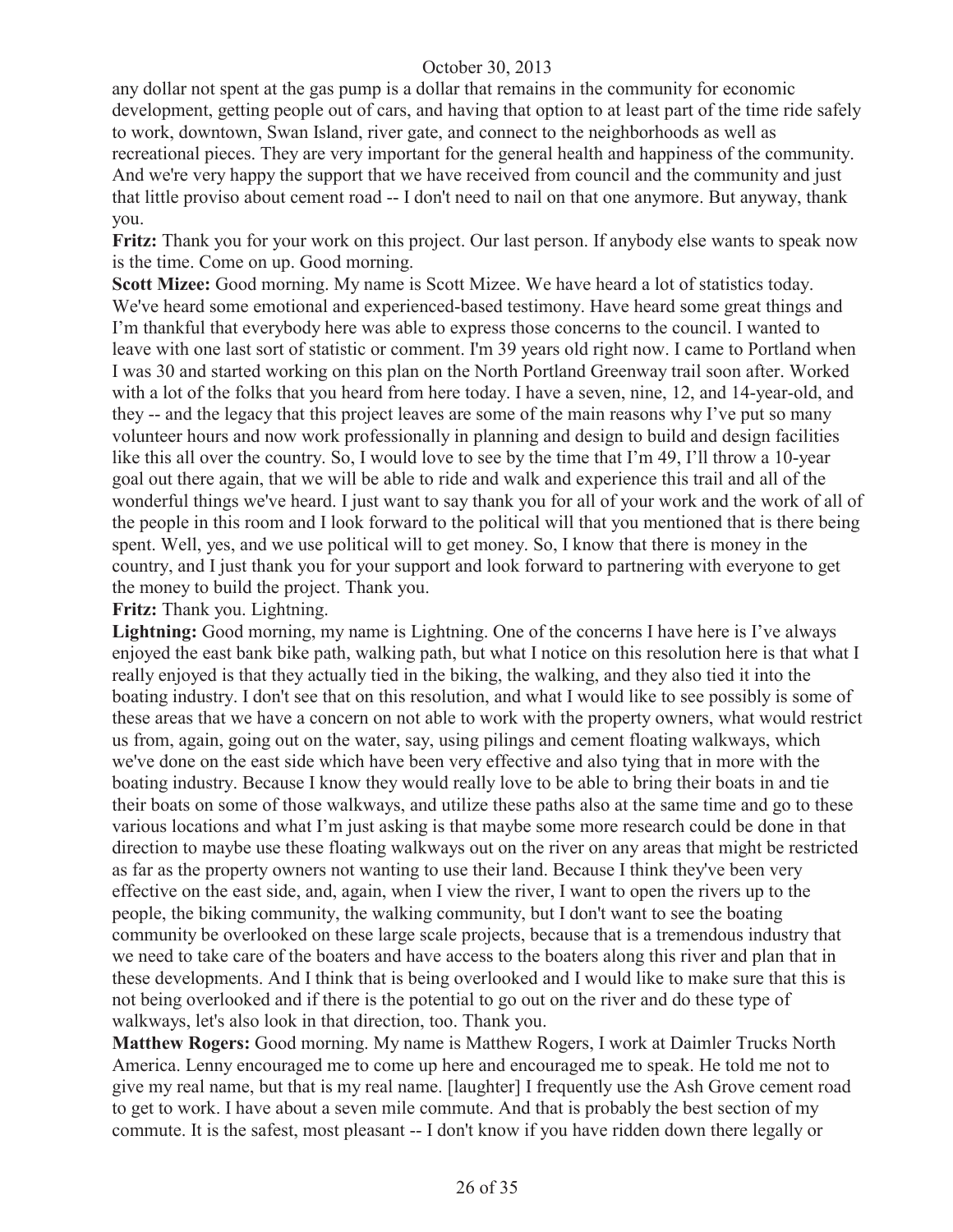any dollar not spent at the gas pump is a dollar that remains in the community for economic development, getting people out of cars, and having that option to at least part of the time ride safely to work, downtown, Swan Island, river gate, and connect to the neighborhoods as well as recreational pieces. They are very important for the general health and happiness of the community. And we're very happy the support that we have received from council and the community and just that little proviso about cement road -- I don't need to nail on that one anymore. But anyway, thank you.

**Fritz:** Thank you for your work on this project. Our last person. If anybody else wants to speak now is the time. Come on up. Good morning.

**Scott Mizee:** Good morning. My name is Scott Mizee. We have heard a lot of statistics today. We've heard some emotional and experienced-based testimony. Have heard some great things and I'm thankful that everybody here was able to express those concerns to the council. I wanted to leave with one last sort of statistic or comment. I'm 39 years old right now. I came to Portland when I was 30 and started working on this plan on the North Portland Greenway trail soon after. Worked with a lot of the folks that you heard from here today. I have a seven, nine, 12, and 14-year-old, and they -- and the legacy that this project leaves are some of the main reasons why I've put so many volunteer hours and now work professionally in planning and design to build and design facilities like this all over the country. So, I would love to see by the time that I'm 49, I'll throw a 10-year goal out there again, that we will be able to ride and walk and experience this trail and all of the wonderful things we've heard. I just want to say thank you for all of your work and the work of all of the people in this room and I look forward to the political will that you mentioned that is there being spent. Well, yes, and we use political will to get money. So, I know that there is money in the country, and I just thank you for your support and look forward to partnering with everyone to get the money to build the project. Thank you.

**Fritz:** Thank you. Lightning.

**Lightning:** Good morning, my name is Lightning. One of the concerns I have here is I've always enjoyed the east bank bike path, walking path, but what I notice on this resolution here is that what I really enjoyed is that they actually tied in the biking, the walking, and they also tied it into the boating industry. I don't see that on this resolution, and what I would like to see possibly is some of these areas that we have a concern on not able to work with the property owners, what would restrict us from, again, going out on the water, say, using pilings and cement floating walkways, which we've done on the east side which have been very effective and also tying that in more with the boating industry. Because I know they would really love to be able to bring their boats in and tie their boats on some of those walkways, and utilize these paths also at the same time and go to these various locations and what I'm just asking is that maybe some more research could be done in that direction to maybe use these floating walkways out on the river on any areas that might be restricted as far as the property owners not wanting to use their land. Because I think they've been very effective on the east side, and, again, when I view the river, I want to open the rivers up to the people, the biking community, the walking community, but I don't want to see the boating community be overlooked on these large scale projects, because that is a tremendous industry that we need to take care of the boaters and have access to the boaters along this river and plan that in these developments. And I think that is being overlooked and I would like to make sure that this is not being overlooked and if there is the potential to go out on the river and do these type of walkways, let's also look in that direction, too. Thank you.

**Matthew Rogers:** Good morning. My name is Matthew Rogers, I work at Daimler Trucks North America. Lenny encouraged me to come up here and encouraged me to speak. He told me not to give my real name, but that is my real name. [laughter] I frequently use the Ash Grove cement road to get to work. I have about a seven mile commute. And that is probably the best section of my commute. It is the safest, most pleasant -- I don't know if you have ridden down there legally or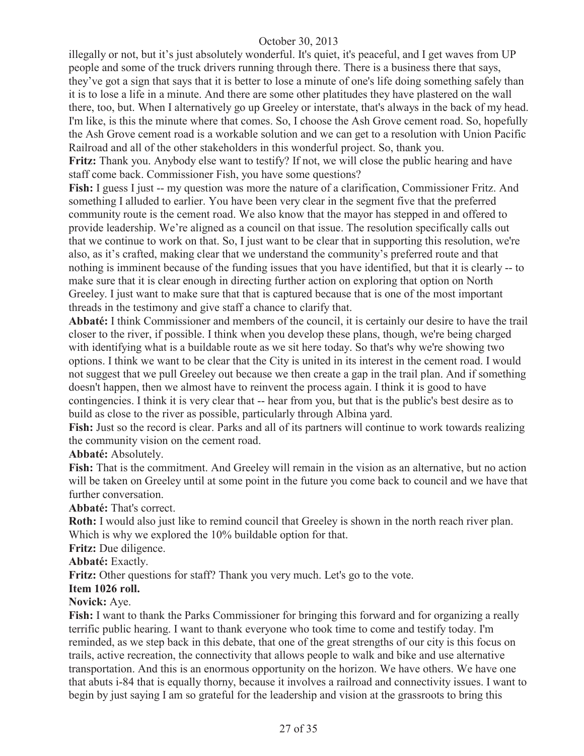illegally or not, but it's just absolutely wonderful. It's quiet, it's peaceful, and I get waves from UP people and some of the truck drivers running through there. There is a business there that says, they've got a sign that says that it is better to lose a minute of one's life doing something safely than it is to lose a life in a minute. And there are some other platitudes they have plastered on the wall there, too, but. When I alternatively go up Greeley or interstate, that's always in the back of my head. I'm like, is this the minute where that comes. So, I choose the Ash Grove cement road. So, hopefully the Ash Grove cement road is a workable solution and we can get to a resolution with Union Pacific Railroad and all of the other stakeholders in this wonderful project. So, thank you.

**Fritz:** Thank you. Anybody else want to testify? If not, we will close the public hearing and have staff come back. Commissioner Fish, you have some questions?

**Fish:** I guess I just -- my question was more the nature of a clarification, Commissioner Fritz. And something I alluded to earlier. You have been very clear in the segment five that the preferred community route is the cement road. We also know that the mayor has stepped in and offered to provide leadership. We're aligned as a council on that issue. The resolution specifically calls out that we continue to work on that. So, I just want to be clear that in supporting this resolution, we're also, as it's crafted, making clear that we understand the community's preferred route and that nothing is imminent because of the funding issues that you have identified, but that it is clearly -- to make sure that it is clear enough in directing further action on exploring that option on North Greeley. I just want to make sure that that is captured because that is one of the most important threads in the testimony and give staff a chance to clarify that.

**Abbaté:** I think Commissioner and members of the council, it is certainly our desire to have the trail closer to the river, if possible. I think when you develop these plans, though, we're being charged with identifying what is a buildable route as we sit here today. So that's why we're showing two options. I think we want to be clear that the City is united in its interest in the cement road. I would not suggest that we pull Greeley out because we then create a gap in the trail plan. And if something doesn't happen, then we almost have to reinvent the process again. I think it is good to have contingencies. I think it is very clear that -- hear from you, but that is the public's best desire as to build as close to the river as possible, particularly through Albina yard.

**Fish:** Just so the record is clear. Parks and all of its partners will continue to work towards realizing the community vision on the cement road.

**Abbaté:** Absolutely.

**Fish:** That is the commitment. And Greeley will remain in the vision as an alternative, but no action will be taken on Greeley until at some point in the future you come back to council and we have that further conversation.

**Abbaté:** That's correct.

**Roth:** I would also just like to remind council that Greeley is shown in the north reach river plan. Which is why we explored the 10% buildable option for that.

**Fritz:** Due diligence.

**Abbaté:** Exactly.

**Fritz:** Other questions for staff? Thank you very much. Let's go to the vote.

**Item 1026 roll.**

**Novick:** Aye.

**Fish:** I want to thank the Parks Commissioner for bringing this forward and for organizing a really terrific public hearing. I want to thank everyone who took time to come and testify today. I'm reminded, as we step back in this debate, that one of the great strengths of our city is this focus on trails, active recreation, the connectivity that allows people to walk and bike and use alternative transportation. And this is an enormous opportunity on the horizon. We have others. We have one that abuts i-84 that is equally thorny, because it involves a railroad and connectivity issues. I want to begin by just saying I am so grateful for the leadership and vision at the grassroots to bring this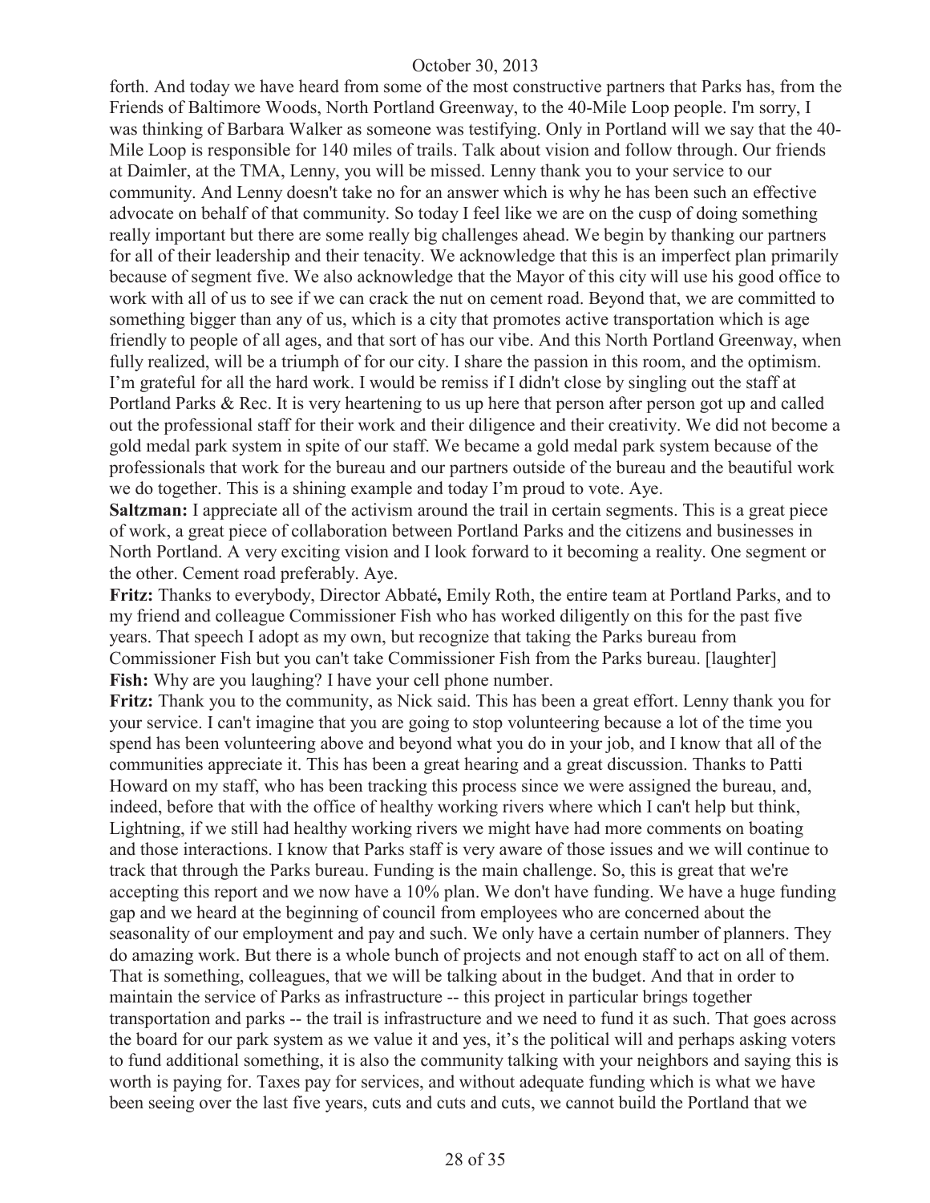forth. And today we have heard from some of the most constructive partners that Parks has, from the Friends of Baltimore Woods, North Portland Greenway, to the 40-Mile Loop people. I'm sorry, I was thinking of Barbara Walker as someone was testifying. Only in Portland will we say that the 40-Mile Loop is responsible for 140 miles of trails. Talk about vision and follow through. Our friends at Daimler, at the TMA, Lenny, you will be missed. Lenny thank you to your service to our community. And Lenny doesn't take no for an answer which is why he has been such an effective advocate on behalf of that community. So today I feel like we are on the cusp of doing something really important but there are some really big challenges ahead. We begin by thanking our partners for all of their leadership and their tenacity. We acknowledge that this is an imperfect plan primarily because of segment five. We also acknowledge that the Mayor of this city will use his good office to work with all of us to see if we can crack the nut on cement road. Beyond that, we are committed to something bigger than any of us, which is a city that promotes active transportation which is age friendly to people of all ages, and that sort of has our vibe. And this North Portland Greenway, when fully realized, will be a triumph of for our city. I share the passion in this room, and the optimism. I'm grateful for all the hard work. I would be remiss if I didn't close by singling out the staff at Portland Parks & Rec. It is very heartening to us up here that person after person got up and called out the professional staff for their work and their diligence and their creativity. We did not become a gold medal park system in spite of our staff. We became a gold medal park system because of the professionals that work for the bureau and our partners outside of the bureau and the beautiful work we do together. This is a shining example and today I'm proud to vote. Aye.

**Saltzman:** I appreciate all of the activism around the trail in certain segments. This is a great piece of work, a great piece of collaboration between Portland Parks and the citizens and businesses in North Portland. A very exciting vision and I look forward to it becoming a reality. One segment or the other. Cement road preferably. Aye.

**Fritz:** Thanks to everybody, Director Abbaté**,** Emily Roth, the entire team at Portland Parks, and to my friend and colleague Commissioner Fish who has worked diligently on this for the past five years. That speech I adopt as my own, but recognize that taking the Parks bureau from Commissioner Fish but you can't take Commissioner Fish from the Parks bureau. [laughter]

**Fish:** Why are you laughing? I have your cell phone number.

**Fritz:** Thank you to the community, as Nick said. This has been a great effort. Lenny thank you for your service. I can't imagine that you are going to stop volunteering because a lot of the time you spend has been volunteering above and beyond what you do in your job, and I know that all of the communities appreciate it. This has been a great hearing and a great discussion. Thanks to Patti Howard on my staff, who has been tracking this process since we were assigned the bureau, and, indeed, before that with the office of healthy working rivers where which I can't help but think, Lightning, if we still had healthy working rivers we might have had more comments on boating and those interactions. I know that Parks staff is very aware of those issues and we will continue to track that through the Parks bureau. Funding is the main challenge. So, this is great that we're accepting this report and we now have a 10% plan. We don't have funding. We have a huge funding gap and we heard at the beginning of council from employees who are concerned about the seasonality of our employment and pay and such. We only have a certain number of planners. They do amazing work. But there is a whole bunch of projects and not enough staff to act on all of them. That is something, colleagues, that we will be talking about in the budget. And that in order to maintain the service of Parks as infrastructure -- this project in particular brings together transportation and parks -- the trail is infrastructure and we need to fund it as such. That goes across the board for our park system as we value it and yes, it's the political will and perhaps asking voters to fund additional something, it is also the community talking with your neighbors and saying this is worth is paying for. Taxes pay for services, and without adequate funding which is what we have been seeing over the last five years, cuts and cuts and cuts, we cannot build the Portland that we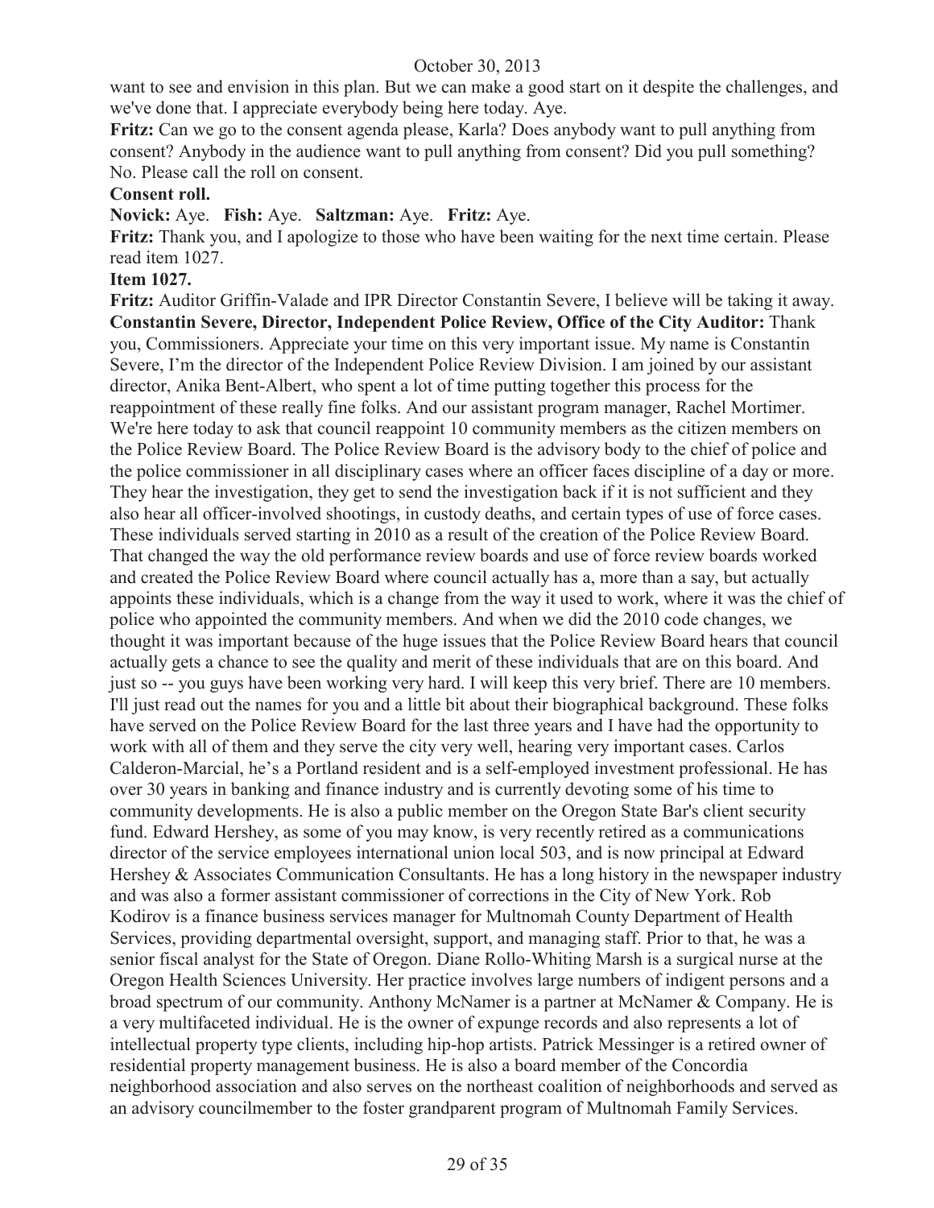want to see and envision in this plan. But we can make a good start on it despite the challenges, and we've done that. I appreciate everybody being here today. Aye.

**Fritz:** Can we go to the consent agenda please, Karla? Does anybody want to pull anything from consent? Anybody in the audience want to pull anything from consent? Did you pull something? No. Please call the roll on consent.

**Consent roll.**

**Novick:** Aye. **Fish:** Aye. **Saltzman:** Aye. **Fritz:** Aye.

**Fritz:** Thank you, and I apologize to those who have been waiting for the next time certain. Please read item 1027.

**Item 1027.**

**Fritz:** Auditor Griffin-Valade and IPR Director Constantin Severe, I believe will be taking it away.

**Constantin Severe, Director, Independent Police Review, Office of the City Auditor:** Thank you, Commissioners. Appreciate your time on this very important issue. My name is Constantin Severe, I'm the director of the Independent Police Review Division. I am joined by our assistant director, Anika Bent-Albert, who spent a lot of time putting together this process for the reappointment of these really fine folks. And our assistant program manager, Rachel Mortimer. We're here today to ask that council reappoint 10 community members as the citizen members on the Police Review Board. The Police Review Board is the advisory body to the chief of police and the police commissioner in all disciplinary cases where an officer faces discipline of a day or more. They hear the investigation, they get to send the investigation back if it is not sufficient and they also hear all officer-involved shootings, in custody deaths, and certain types of use of force cases. These individuals served starting in 2010 as a result of the creation of the Police Review Board. That changed the way the old performance review boards and use of force review boards worked and created the Police Review Board where council actually has a, more than a say, but actually appoints these individuals, which is a change from the way it used to work, where it was the chief of police who appointed the community members. And when we did the 2010 code changes, we thought it was important because of the huge issues that the Police Review Board hears that council actually gets a chance to see the quality and merit of these individuals that are on this board. And just so -- you guys have been working very hard. I will keep this very brief. There are 10 members. I'll just read out the names for you and a little bit about their biographical background. These folks have served on the Police Review Board for the last three years and I have had the opportunity to work with all of them and they serve the city very well, hearing very important cases. Carlos Calderon-Marcial, he's a Portland resident and is a self-employed investment professional. He has over 30 years in banking and finance industry and is currently devoting some of his time to community developments. He is also a public member on the Oregon State Bar's client security fund. Edward Hershey, as some of you may know, is very recently retired as a communications director of the service employees international union local 503, and is now principal at Edward Hershey & Associates Communication Consultants. He has a long history in the newspaper industry and was also a former assistant commissioner of corrections in the City of New York. Rob Kodirov is a finance business services manager for Multnomah County Department of Health Services, providing departmental oversight, support, and managing staff. Prior to that, he was a senior fiscal analyst for the State of Oregon. Diane Rollo-Whiting Marsh is a surgical nurse at the Oregon Health Sciences University. Her practice involves large numbers of indigent persons and a broad spectrum of our community. Anthony McNamer is a partner at McNamer & Company. He is a very multifaceted individual. He is the owner of expunge records and also represents a lot of intellectual property type clients, including hip-hop artists. Patrick Messinger is a retired owner of residential property management business. He is also a board member of the Concordia neighborhood association and also serves on the northeast coalition of neighborhoods and served as an advisory councilmember to the foster grandparent program of Multnomah Family Services.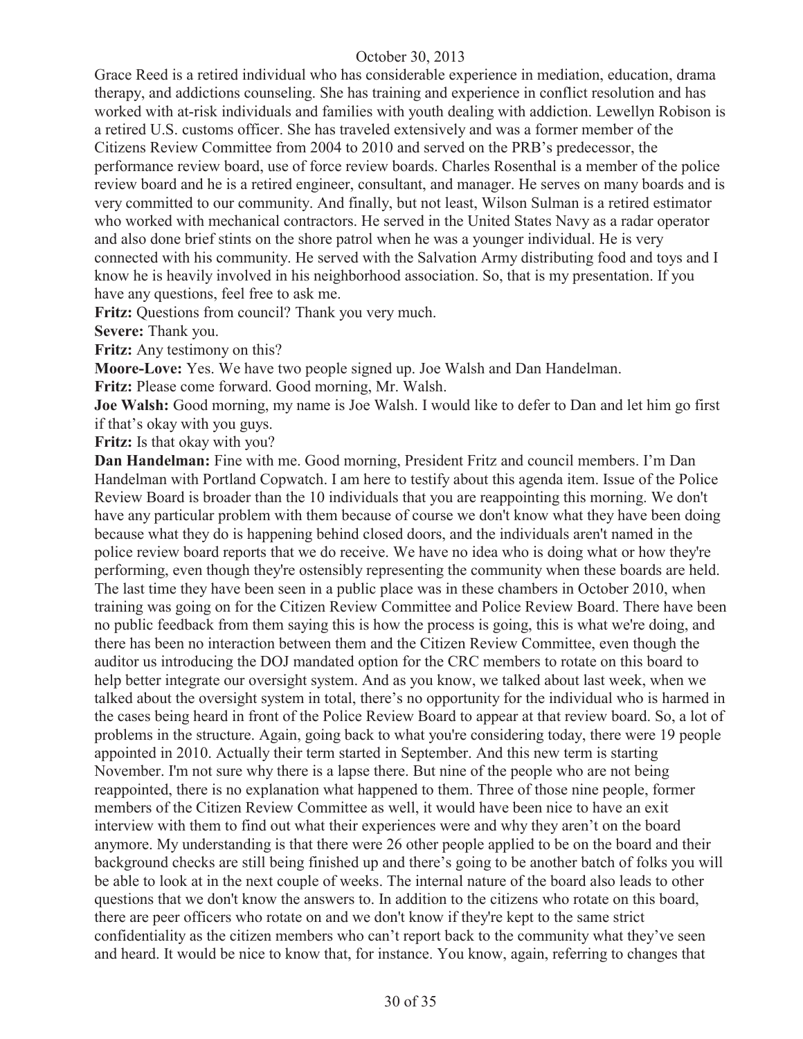Grace Reed is a retired individual who has considerable experience in mediation, education, drama therapy, and addictions counseling. She has training and experience in conflict resolution and has worked with at-risk individuals and families with youth dealing with addiction. Lewellyn Robison is a retired U.S. customs officer. She has traveled extensively and was a former member of the Citizens Review Committee from 2004 to 2010 and served on the PRB's predecessor, the performance review board, use of force review boards. Charles Rosenthal is a member of the police review board and he is a retired engineer, consultant, and manager. He serves on many boards and is very committed to our community. And finally, but not least, Wilson Sulman is a retired estimator who worked with mechanical contractors. He served in the United States Navy as a radar operator and also done brief stints on the shore patrol when he was a younger individual. He is very connected with his community. He served with the Salvation Army distributing food and toys and I know he is heavily involved in his neighborhood association. So, that is my presentation. If you have any questions, feel free to ask me.

**Fritz:** Questions from council? Thank you very much.

**Severe:** Thank you.

**Fritz:** Any testimony on this?

**Moore-Love:** Yes. We have two people signed up. Joe Walsh and Dan Handelman.

**Fritz:** Please come forward. Good morning, Mr. Walsh.

**Joe Walsh:** Good morning, my name is Joe Walsh. I would like to defer to Dan and let him go first if that's okay with you guys.

**Fritz:** Is that okay with you?

**Dan Handelman:** Fine with me. Good morning, President Fritz and council members. I'm Dan Handelman with Portland Copwatch. I am here to testify about this agenda item. Issue of the Police Review Board is broader than the 10 individuals that you are reappointing this morning. We don't have any particular problem with them because of course we don't know what they have been doing because what they do is happening behind closed doors, and the individuals aren't named in the police review board reports that we do receive. We have no idea who is doing what or how they're performing, even though they're ostensibly representing the community when these boards are held. The last time they have been seen in a public place was in these chambers in October 2010, when training was going on for the Citizen Review Committee and Police Review Board. There have been no public feedback from them saying this is how the process is going, this is what we're doing, and there has been no interaction between them and the Citizen Review Committee, even though the auditor us introducing the DOJ mandated option for the CRC members to rotate on this board to help better integrate our oversight system. And as you know, we talked about last week, when we talked about the oversight system in total, there's no opportunity for the individual who is harmed in the cases being heard in front of the Police Review Board to appear at that review board. So, a lot of problems in the structure. Again, going back to what you're considering today, there were 19 people appointed in 2010. Actually their term started in September. And this new term is starting November. I'm not sure why there is a lapse there. But nine of the people who are not being reappointed, there is no explanation what happened to them. Three of those nine people, former members of the Citizen Review Committee as well, it would have been nice to have an exit interview with them to find out what their experiences were and why they aren't on the board anymore. My understanding is that there were 26 other people applied to be on the board and their background checks are still being finished up and there's going to be another batch of folks you will be able to look at in the next couple of weeks. The internal nature of the board also leads to other questions that we don't know the answers to. In addition to the citizens who rotate on this board, there are peer officers who rotate on and we don't know if they're kept to the same strict confidentiality as the citizen members who can't report back to the community what they've seen and heard. It would be nice to know that, for instance. You know, again, referring to changes that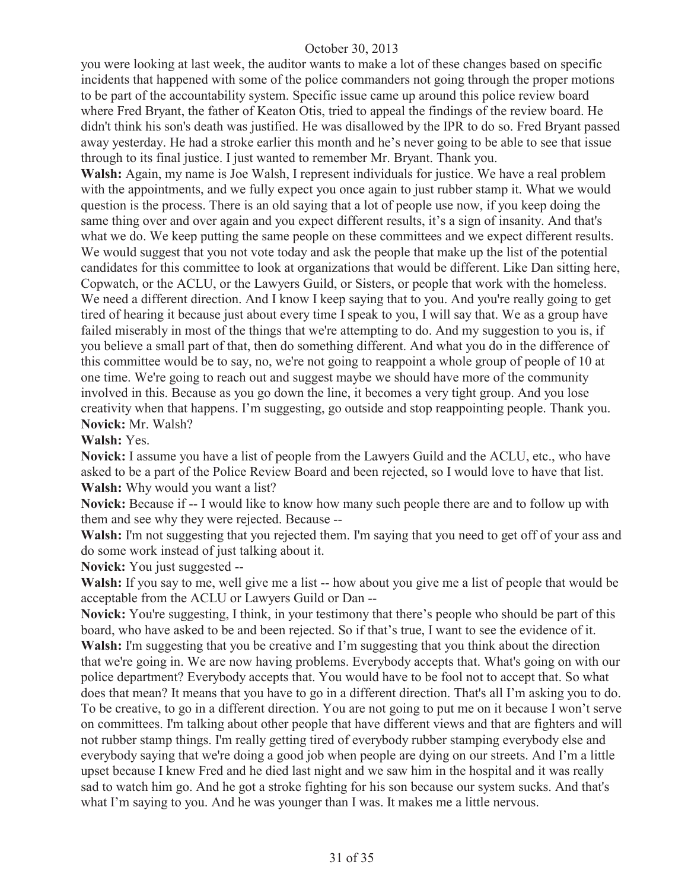you were looking at last week, the auditor wants to make a lot of these changes based on specific incidents that happened with some of the police commanders not going through the proper motions to be part of the accountability system. Specific issue came up around this police review board where Fred Bryant, the father of Keaton Otis, tried to appeal the findings of the review board. He didn't think his son's death was justified. He was disallowed by the IPR to do so. Fred Bryant passed away yesterday. He had a stroke earlier this month and he's never going to be able to see that issue through to its final justice. I just wanted to remember Mr. Bryant. Thank you.

**Walsh:** Again, my name is Joe Walsh, I represent individuals for justice. We have a real problem with the appointments, and we fully expect you once again to just rubber stamp it. What we would question is the process. There is an old saying that a lot of people use now, if you keep doing the same thing over and over again and you expect different results, it's a sign of insanity. And that's what we do. We keep putting the same people on these committees and we expect different results. We would suggest that you not vote today and ask the people that make up the list of the potential candidates for this committee to look at organizations that would be different. Like Dan sitting here, Copwatch, or the ACLU, or the Lawyers Guild, or Sisters, or people that work with the homeless. We need a different direction. And I know I keep saying that to you. And you're really going to get tired of hearing it because just about every time I speak to you, I will say that. We as a group have failed miserably in most of the things that we're attempting to do. And my suggestion to you is, if you believe a small part of that, then do something different. And what you do in the difference of this committee would be to say, no, we're not going to reappoint a whole group of people of 10 at one time. We're going to reach out and suggest maybe we should have more of the community involved in this. Because as you go down the line, it becomes a very tight group. And you lose creativity when that happens. I'm suggesting, go outside and stop reappointing people. Thank you.

**Novick:** Mr. Walsh?

**Walsh:** Yes.

**Novick:** I assume you have a list of people from the Lawyers Guild and the ACLU, etc., who have asked to be a part of the Police Review Board and been rejected, so I would love to have that list.

**Walsh:** Why would you want a list?

**Novick:** Because if -- I would like to know how many such people there are and to follow up with them and see why they were rejected. Because --

**Walsh:** I'm not suggesting that you rejected them. I'm saying that you need to get off of your ass and do some work instead of just talking about it.

**Novick:** You just suggested --

**Walsh:** If you say to me, well give me a list -- how about you give me a list of people that would be acceptable from the ACLU or Lawyers Guild or Dan --

**Novick:** You're suggesting, I think, in your testimony that there's people who should be part of this board, who have asked to be and been rejected. So if that's true, I want to see the evidence of it.

**Walsh:** I'm suggesting that you be creative and I'm suggesting that you think about the direction that we're going in. We are now having problems. Everybody accepts that. What's going on with our police department? Everybody accepts that. You would have to be fool not to accept that. So what does that mean? It means that you have to go in a different direction. That's all I'm asking you to do. To be creative, to go in a different direction. You are not going to put me on it because I won't serve on committees. I'm talking about other people that have different views and that are fighters and will not rubber stamp things. I'm really getting tired of everybody rubber stamping everybody else and everybody saying that we're doing a good job when people are dying on our streets. And I'm a little upset because I knew Fred and he died last night and we saw him in the hospital and it was really sad to watch him go. And he got a stroke fighting for his son because our system sucks. And that's what I'm saying to you. And he was younger than I was. It makes me a little nervous.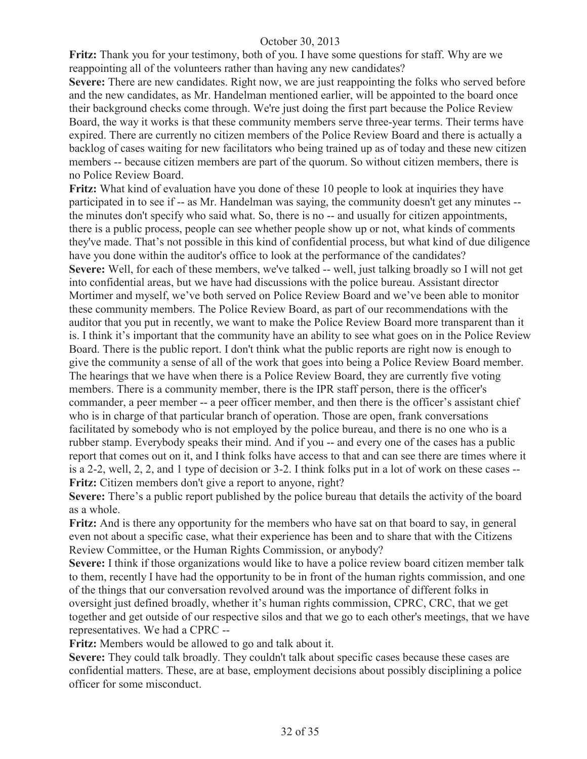**Fritz:** Thank you for your testimony, both of you. I have some questions for staff. Why are we reappointing all of the volunteers rather than having any new candidates?

**Severe:** There are new candidates. Right now, we are just reappointing the folks who served before and the new candidates, as Mr. Handelman mentioned earlier, will be appointed to the board once their background checks come through. We're just doing the first part because the Police Review Board, the way it works is that these community members serve three-year terms. Their terms have expired. There are currently no citizen members of the Police Review Board and there is actually a backlog of cases waiting for new facilitators who being trained up as of today and these new citizen members -- because citizen members are part of the quorum. So without citizen members, there is no Police Review Board.

**Fritz:** What kind of evaluation have you done of these 10 people to look at inquiries they have participated in to see if -- as Mr. Handelman was saying, the community doesn't get any minutes -- the minutes don't specify who said what. So, there is no -- and usually for citizen appointments, there is a public process, people can see whether people show up or not, what kinds of comments they've made. That's not possible in this kind of confidential process, but what kind of due diligence have you done within the auditor's office to look at the performance of the candidates?

**Severe:** Well, for each of these members, we've talked -- well, just talking broadly so I will not get into confidential areas, but we have had discussions with the police bureau. Assistant director Mortimer and myself, we've both served on Police Review Board and we've been able to monitor these community members. The Police Review Board, as part of our recommendations with the auditor that you put in recently, we want to make the Police Review Board more transparent than it is. I think it's important that the community have an ability to see what goes on in the Police Review Board. There is the public report. I don't think what the public reports are right now is enough to give the community a sense of all of the work that goes into being a Police Review Board member. The hearings that we have when there is a Police Review Board, they are currently five voting members. There is a community member, there is the IPR staff person, there is the officer's commander, a peer member -- a peer officer member, and then there is the officer's assistant chief who is in charge of that particular branch of operation. Those are open, frank conversations facilitated by somebody who is not employed by the police bureau, and there is no one who is a rubber stamp. Everybody speaks their mind. And if you -- and every one of the cases has a public report that comes out on it, and I think folks have access to that and can see there are times where it is a 2-2, well, 2, 2, and 1 type of decision or 3-2. I think folks put in a lot of work on these cases --

**Fritz:** Citizen members don't give a report to anyone, right?

**Severe:** There's a public report published by the police bureau that details the activity of the board as a whole.

**Fritz:** And is there any opportunity for the members who have sat on that board to say, in general even not about a specific case, what their experience has been and to share that with the Citizens Review Committee, or the Human Rights Commission, or anybody?

**Severe:** I think if those organizations would like to have a police review board citizen member talk to them, recently I have had the opportunity to be in front of the human rights commission, and one of the things that our conversation revolved around was the importance of different folks in oversight just defined broadly, whether it's human rights commission, CPRC, CRC, that we get together and get outside of our respective silos and that we go to each other's meetings, that we have representatives. We had a CPRC --

**Fritz:** Members would be allowed to go and talk about it.

**Severe:** They could talk broadly. They couldn't talk about specific cases because these cases are confidential matters. These, are at base, employment decisions about possibly disciplining a police officer for some misconduct.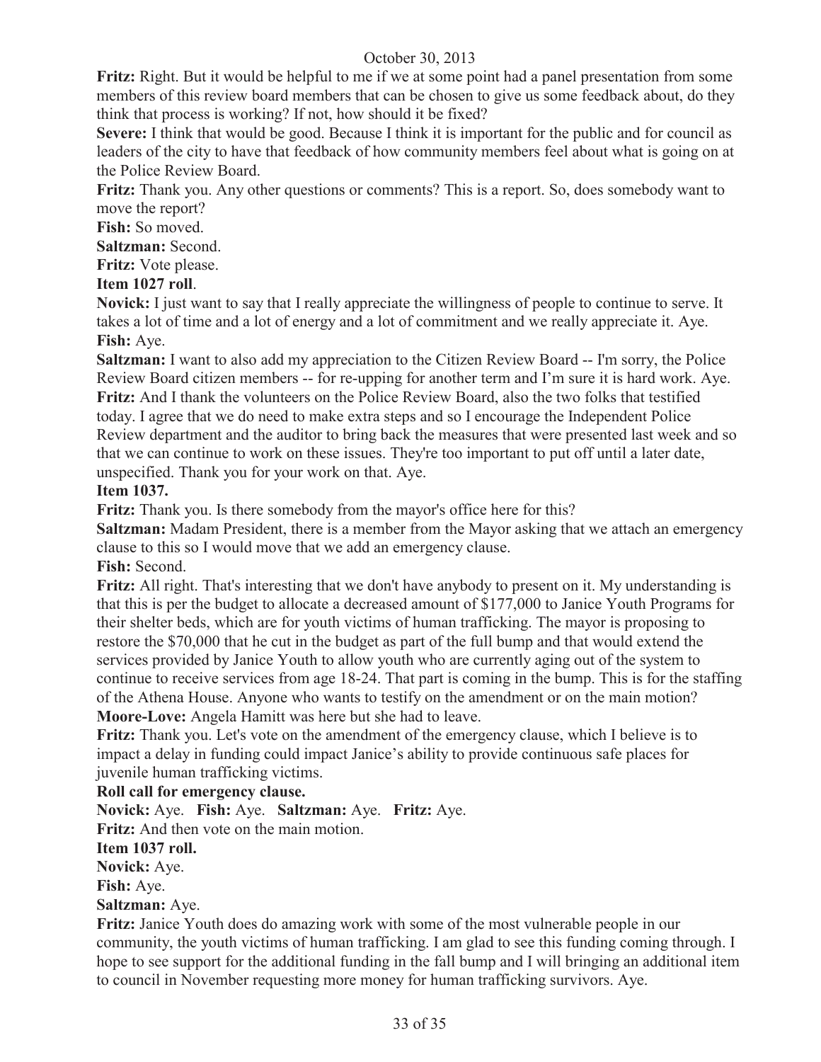**Fritz:** Right. But it would be helpful to me if we at some point had a panel presentation from some members of this review board members that can be chosen to give us some feedback about, do they think that process is working? If not, how should it be fixed?

**Severe:** I think that would be good. Because I think it is important for the public and for council as leaders of the city to have that feedback of how community members feel about what is going on at the Police Review Board.

**Fritz:** Thank you. Any other questions or comments? This is a report. So, does somebody want to move the report?

**Fish:** So moved.

**Saltzman:** Second.

**Fritz:** Vote please.

**Item 1027 roll**.

**Novick:** I just want to say that I really appreciate the willingness of people to continue to serve. It takes a lot of time and a lot of energy and a lot of commitment and we really appreciate it. Aye.

**Fish:** Aye.

**Saltzman:** I want to also add my appreciation to the Citizen Review Board -- I'm sorry, the Police Review Board citizen members -- for re-upping for another term and I'm sure it is hard work. Aye.

**Fritz:** And I thank the volunteers on the Police Review Board, also the two folks that testified today. I agree that we do need to make extra steps and so I encourage the Independent Police Review department and the auditor to bring back the measures that were presented last week and so that we can continue to work on these issues. They're too important to put off until a later date, unspecified. Thank you for your work on that. Aye.

**Item 1037.**

**Fritz:** Thank you. Is there somebody from the mayor's office here for this?

**Saltzman:** Madam President, there is a member from the Mayor asking that we attach an emergency clause to this so I would move that we add an emergency clause.

**Fish:** Second.

**Fritz:** All right. That's interesting that we don't have anybody to present on it. My understanding is that this is per the budget to allocate a decreased amount of $177,000 to Janice Youth Programs for their shelter beds, which are for youth victims of human trafficking. The mayor is proposing to restore the $70,000 that he cut in the budget as part of the full bump and that would extend the services provided by Janice Youth to allow youth who are currently aging out of the system to continue to receive services from age 18-24. That part is coming in the bump. This is for the staffing of the Athena House. Anyone who wants to testify on the amendment or on the main motion?

**Moore-Love:** Angela Hamitt was here but she had to leave.

**Fritz:** Thank you. Let's vote on the amendment of the emergency clause, which I believe is to impact a delay in funding could impact Janice's ability to provide continuous safe places for juvenile human trafficking victims.

**Roll call for emergency clause.**

**Novick:** Aye. **Fish:** Aye. **Saltzman:** Aye. **Fritz:** Aye.

**Fritz:** And then vote on the main motion.

**Item 1037 roll.**

**Novick:** Aye.

**Fish:** Aye.

**Saltzman:** Aye.

**Fritz:** Janice Youth does do amazing work with some of the most vulnerable people in our community, the youth victims of human trafficking. I am glad to see this funding coming through. I hope to see support for the additional funding in the fall bump and I will bringing an additional item to council in November requesting more money for human trafficking survivors. Aye.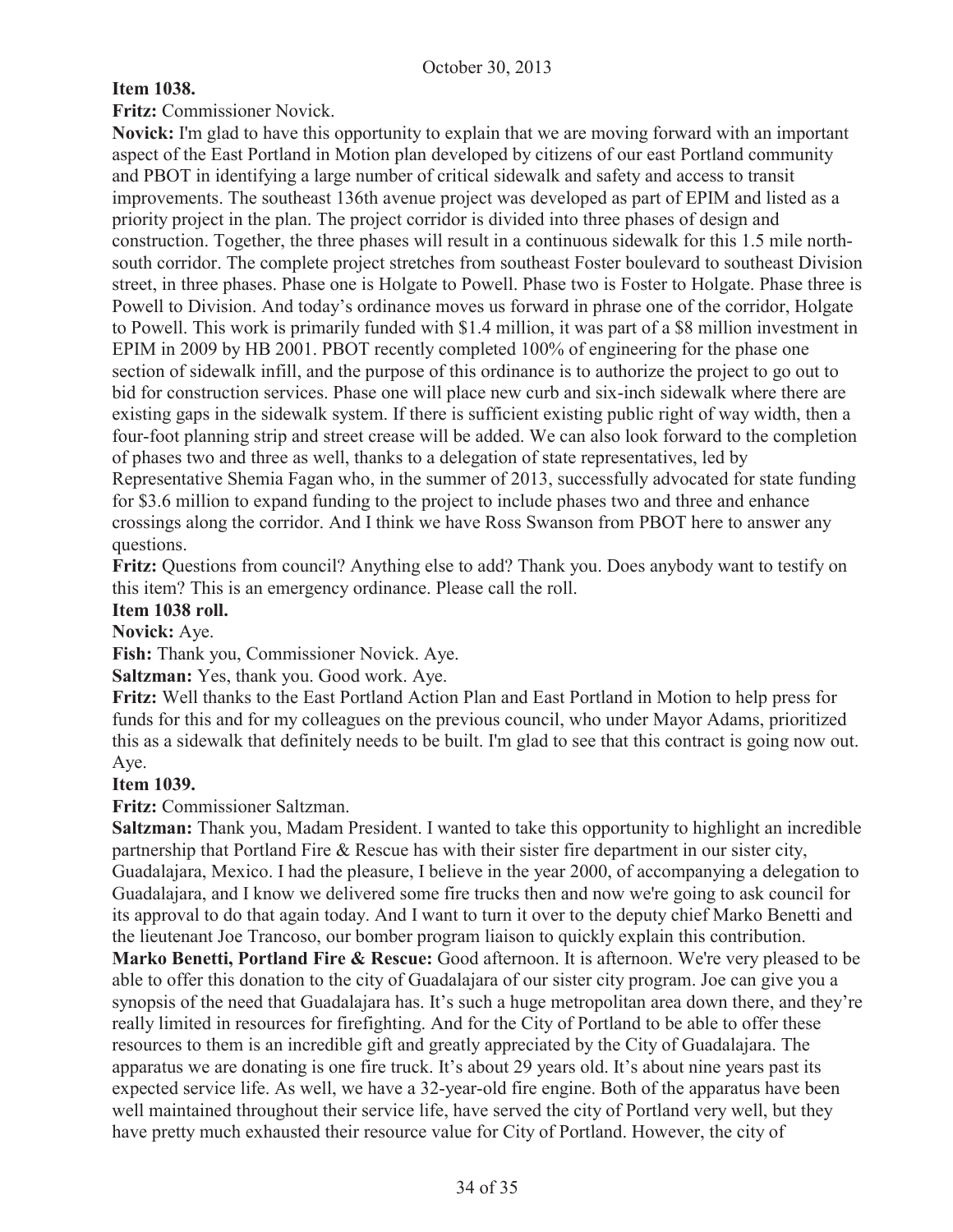**Item 1038.**

**Fritz:** Commissioner Novick.

**Novick:** I'm glad to have this opportunity to explain that we are moving forward with an important aspect of the East Portland in Motion plan developed by citizens of our east Portland community and PBOT in identifying a large number of critical sidewalk and safety and access to transit improvements. The southeast 136th avenue project was developed as part of EPIM and listed as a priority project in the plan. The project corridor is divided into three phases of design and construction. Together, the three phases will result in a continuous sidewalk for this 1.5 mile north-south corridor. The complete project stretches from southeast Foster boulevard to southeast Division street, in three phases. Phase one is Holgate to Powell. Phase two is Foster to Holgate. Phase three is Powell to Division. And today's ordinance moves us forward in phrase one of the corridor, Holgate to Powell. This work is primarily funded with $1.4 million, it was part of a $8 million investment in EPIM in 2009 by HB 2001. PBOT recently completed 100% of engineering for the phase one section of sidewalk infill, and the purpose of this ordinance is to authorize the project to go out to bid for construction services. Phase one will place new curb and six-inch sidewalk where there are existing gaps in the sidewalk system. If there is sufficient existing public right of way width, then a four-foot planning strip and street crease will be added. We can also look forward to the completion of phases two and three as well, thanks to a delegation of state representatives, led by Representative Shemia Fagan who, in the summer of 2013, successfully advocated for state funding for $3.6 million to expand funding to the project to include phases two and three and enhance crossings along the corridor. And I think we have Ross Swanson from PBOT here to answer any questions.

**Fritz:** Questions from council? Anything else to add? Thank you. Does anybody want to testify on this item? This is an emergency ordinance. Please call the roll.

**Item 1038 roll.**

**Novick:** Aye.

**Fish:** Thank you, Commissioner Novick. Aye.

**Saltzman:** Yes, thank you. Good work. Aye.

**Fritz:** Well thanks to the East Portland Action Plan and East Portland in Motion to help press for funds for this and for my colleagues on the previous council, who under Mayor Adams, prioritized this as a sidewalk that definitely needs to be built. I'm glad to see that this contract is going now out. Aye.

**Item 1039.**

**Fritz:** Commissioner Saltzman.

**Saltzman:** Thank you, Madam President. I wanted to take this opportunity to highlight an incredible partnership that Portland Fire & Rescue has with their sister fire department in our sister city, Guadalajara, Mexico. I had the pleasure, I believe in the year 2000, of accompanying a delegation to Guadalajara, and I know we delivered some fire trucks then and now we're going to ask council for its approval to do that again today. And I want to turn it over to the deputy chief Marko Benetti and the lieutenant Joe Trancoso, our bomber program liaison to quickly explain this contribution.

**Marko Benetti, Portland Fire & Rescue:** Good afternoon. It is afternoon. We're very pleased to be able to offer this donation to the city of Guadalajara of our sister city program. Joe can give you a synopsis of the need that Guadalajara has. It's such a huge metropolitan area down there, and they're really limited in resources for firefighting. And for the City of Portland to be able to offer these resources to them is an incredible gift and greatly appreciated by the City of Guadalajara. The apparatus we are donating is one fire truck. It's about 29 years old. It's about nine years past its expected service life. As well, we have a 32-year-old fire engine. Both of the apparatus have been well maintained throughout their service life, have served the city of Portland very well, but they have pretty much exhausted their resource value for City of Portland. However, the city of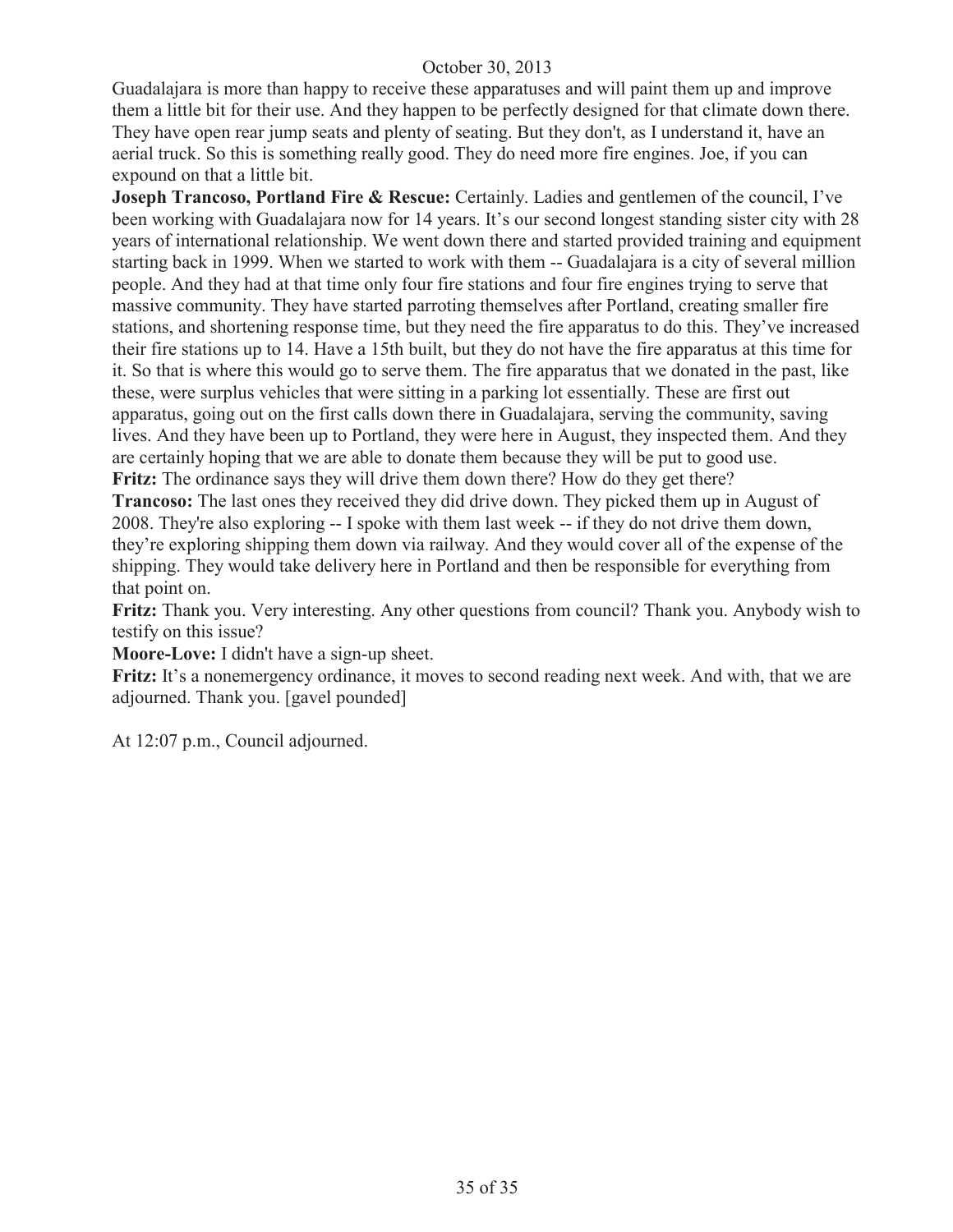Guadalajara is more than happy to receive these apparatuses and will paint them up and improve them a little bit for their use. And they happen to be perfectly designed for that climate down there. They have open rear jump seats and plenty of seating. But they don't, as I understand it, have an aerial truck. So this is something really good. They do need more fire engines. Joe, if you can expound on that a little bit.

**Joseph Trancoso, Portland Fire & Rescue:** Certainly. Ladies and gentlemen of the council, I've been working with Guadalajara now for 14 years. It's our second longest standing sister city with 28 years of international relationship. We went down there and started provided training and equipment starting back in 1999. When we started to work with them -- Guadalajara is a city of several million people. And they had at that time only four fire stations and four fire engines trying to serve that massive community. They have started parroting themselves after Portland, creating smaller fire stations, and shortening response time, but they need the fire apparatus to do this. They've increased their fire stations up to 14. Have a 15th built, but they do not have the fire apparatus at this time for it. So that is where this would go to serve them. The fire apparatus that we donated in the past, like these, were surplus vehicles that were sitting in a parking lot essentially. These are first out apparatus, going out on the first calls down there in Guadalajara, serving the community, saving lives. And they have been up to Portland, they were here in August, they inspected them. And they are certainly hoping that we are able to donate them because they will be put to good use.

**Fritz:** The ordinance says they will drive them down there? How do they get there?

**Trancoso:** The last ones they received they did drive down. They picked them up in August of 2008. They're also exploring -- I spoke with them last week -- if they do not drive them down, they're exploring shipping them down via railway. And they would cover all of the expense of the shipping. They would take delivery here in Portland and then be responsible for everything from that point on.

**Fritz:** Thank you. Very interesting. Any other questions from council? Thank you. Anybody wish to testify on this issue?

**Moore-Love:** I didn't have a sign-up sheet.

**Fritz:** It's a nonemergency ordinance, it moves to second reading next week. And with, that we are adjourned. Thank you. [gavel pounded]

At 12:07 p.m., Council adjourned.